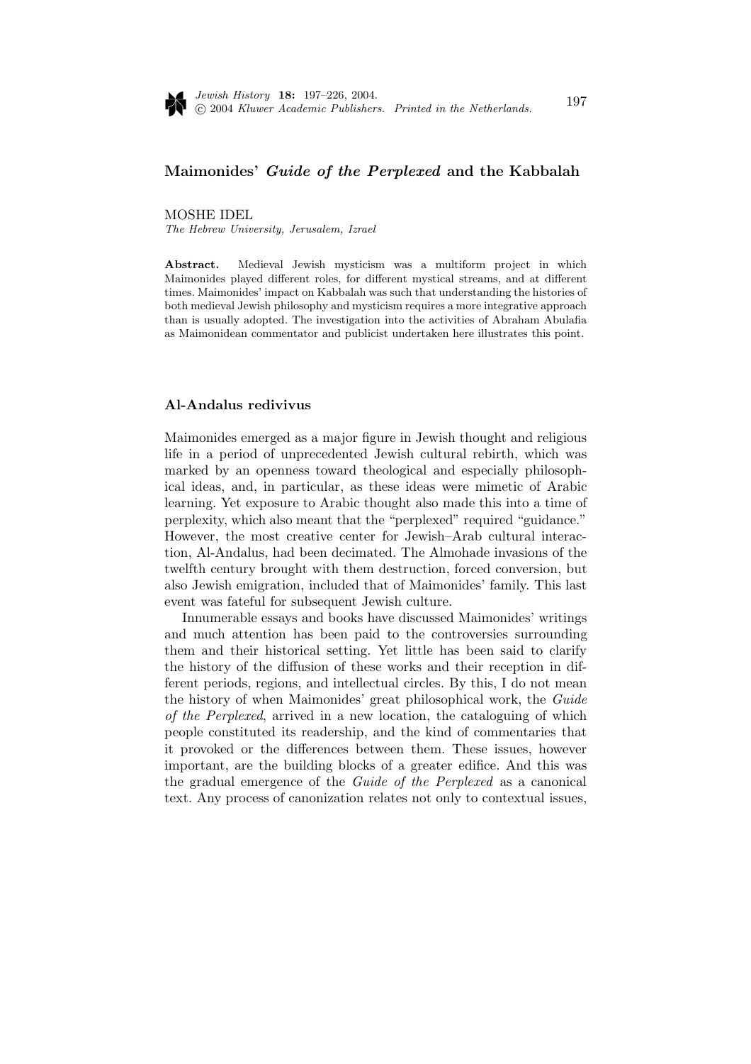# Maimonides' *Guide of the Perplexed* and the Kabbalah

MOSHE IDEL

*The Hebrew University, Jerusalem, Izrael*

**Abstract.** Medieval Jewish mysticism was a multiform project in which Maimonides played different roles, for different mystical streams, and at different times. Maimonides' impact on Kabbalah was such that understanding the histories of both medieval Jewish philosophy and mysticism requires a more integrative approach than is usually adopted. The investigation into the activities of Abraham Abulafia as Maimonidean commentator and publicist undertaken here illustrates this point.

## Al-Andalus redivivus

Maimonides emerged as a major figure in Jewish thought and religious life in a period of unprecedented Jewish cultural rebirth, which was marked by an openness toward theological and especially philosophical ideas, and, in particular, as these ideas were mimetic of Arabic learning. Yet exposure to Arabic thought also made this into a time of perplexity, which also meant that the "perplexed" required "guidance." However, the most creative center for Jewish–Arab cultural interaction, Al-Andalus, had been decimated. The Almohade invasions of the twelfth century brought with them destruction, forced conversion, but also Jewish emigration, included that of Maimonides' family. This last event was fateful for subsequent Jewish culture.

Innumerable essays and books have discussed Maimonides' writings and much attention has been paid to the controversies surrounding them and their historical setting. Yet little has been said to clarify the history of the diffusion of these works and their reception in different periods, regions, and intellectual circles. By this, I do not mean the history of when Maimonides' great philosophical work, the *Guide of the Perplexed*, arrived in a new location, the cataloguing of which people constituted its readership, and the kind of commentaries that it provoked or the differences between them. These issues, however important, are the building blocks of a greater edifice. And this was the gradual emergence of the *Guide of the Perplexed* as a canonical text. Any process of canonization relates not only to contextual issues,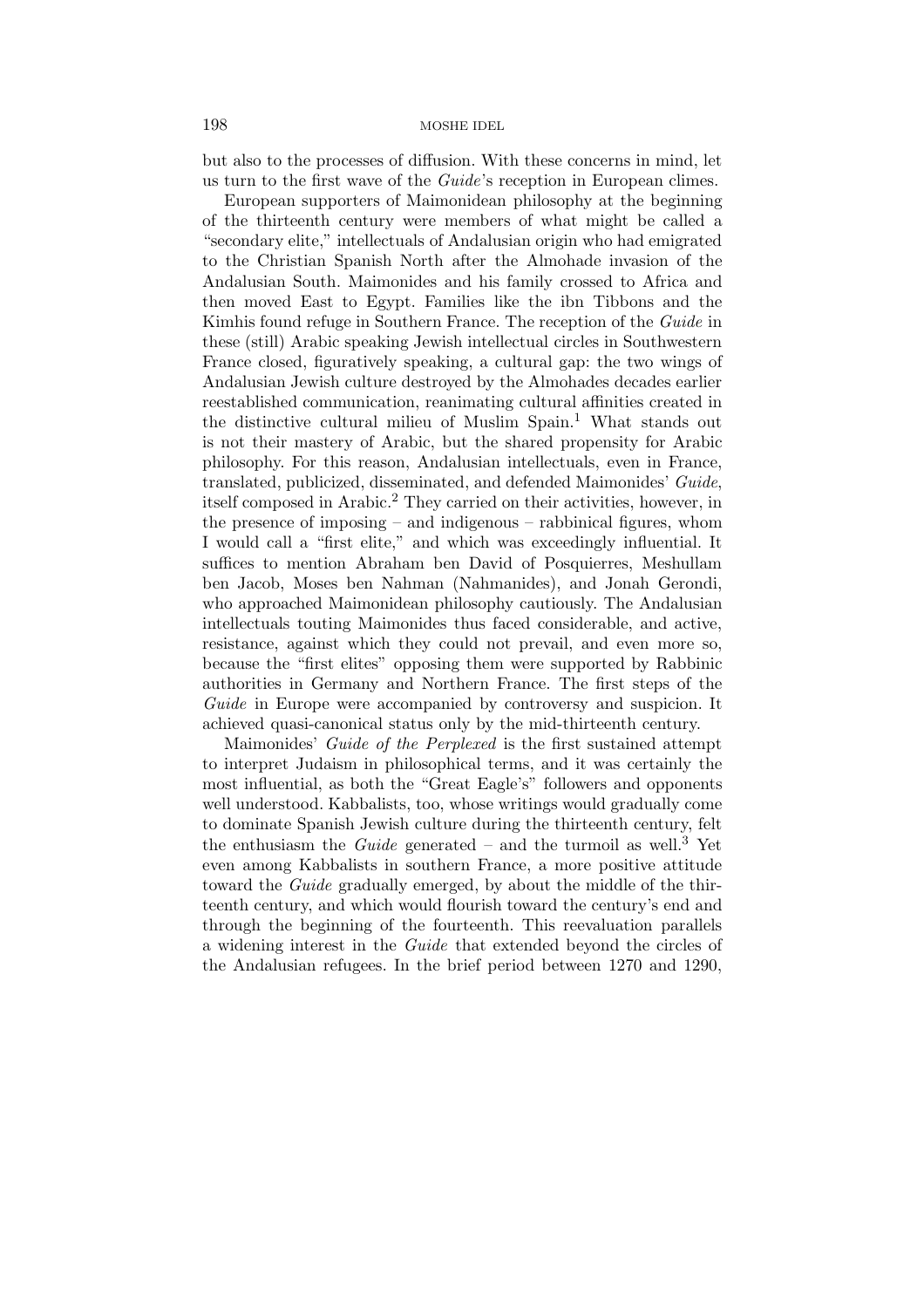but also to the processes of diffusion. With these concerns in mind, let us turn to the first wave of the *Guide*'s reception in European climes.

European supporters of Maimonidean philosophy at the beginning of the thirteenth century were members of what might be called a "secondary elite," intellectuals of Andalusian origin who had emigrated to the Christian Spanish North after the Almohade invasion of the Andalusian South. Maimonides and his family crossed to Africa and then moved East to Egypt. Families like the ibn Tibbons and the Kimhis found refuge in Southern France. The reception of the *Guide* in these (still) Arabic speaking Jewish intellectual circles in Southwestern France closed, figuratively speaking, a cultural gap: the two wings of Andalusian Jewish culture destroyed by the Almohades decades earlier reestablished communication, reanimating cultural affinities created in the distinctive cultural milieu of Muslim Spain.[1] What stands out is not their mastery of Arabic, but the shared propensity for Arabic philosophy. For this reason, Andalusian intellectuals, even in France, translated, publicized, disseminated, and defended Maimonides' *Guide*, itself composed in Arabic.[2] They carried on their activities, however, in the presence of imposing – and indigenous – rabbinical figures, whom I would call a "first elite," and which was exceedingly influential. It suffices to mention Abraham ben David of Posquierres, Meshullam ben Jacob, Moses ben Nahman (Nahmanides), and Jonah Gerondi, who approached Maimonidean philosophy cautiously. The Andalusian intellectuals touting Maimonides thus faced considerable, and active, resistance, against which they could not prevail, and even more so, because the "first elites" opposing them were supported by Rabbinic authorities in Germany and Northern France. The first steps of the *Guide* in Europe were accompanied by controversy and suspicion. It achieved quasi-canonical status only by the mid-thirteenth century.

Maimonides' *Guide of the Perplexed* is the first sustained attempt to interpret Judaism in philosophical terms, and it was certainly the most influential, as both the "Great Eagle's" followers and opponents well understood. Kabbalists, too, whose writings would gradually come to dominate Spanish Jewish culture during the thirteenth century, felt the enthusiasm the *Guide* generated – and the turmoil as well.[3] Yet even among Kabbalists in southern France, a more positive attitude toward the *Guide* gradually emerged, by about the middle of the thirteenth century, and which would flourish toward the century's end and through the beginning of the fourteenth. This reevaluation parallels a widening interest in the *Guide* that extended beyond the circles of the Andalusian refugees. In the brief period between 1270 and 1290,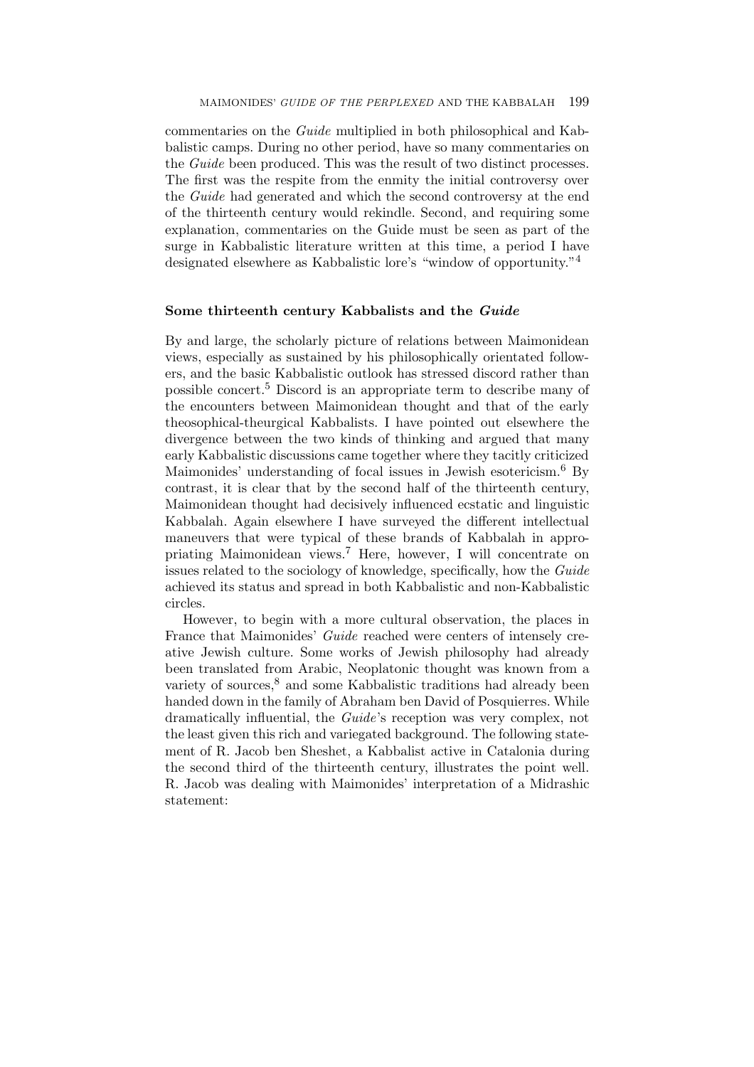commentaries on the *Guide* multiplied in both philosophical and Kabbalistic camps. During no other period, have so many commentaries on the *Guide* been produced. This was the result of two distinct processes. The first was the respite from the enmity the initial controversy over the *Guide* had generated and which the second controversy at the end of the thirteenth century would rekindle. Second, and requiring some explanation, commentaries on the Guide must be seen as part of the surge in Kabbalistic literature written at this time, a period I have designated elsewhere as Kabbalistic lore's "window of opportunity."[4]

## Some thirteenth century Kabbalists and the *Guide*

By and large, the scholarly picture of relations between Maimonidean views, especially as sustained by his philosophically orientated followers, and the basic Kabbalistic outlook has stressed discord rather than possible concert.[5] Discord is an appropriate term to describe many of the encounters between Maimonidean thought and that of the early theosophical-theurgical Kabbalists. I have pointed out elsewhere the divergence between the two kinds of thinking and argued that many early Kabbalistic discussions came together where they tacitly criticized Maimonides' understanding of focal issues in Jewish esotericism.[6] By contrast, it is clear that by the second half of the thirteenth century, Maimonidean thought had decisively influenced ecstatic and linguistic Kabbalah. Again elsewhere I have surveyed the different intellectual maneuvers that were typical of these brands of Kabbalah in appropriating Maimonidean views.[7] Here, however, I will concentrate on issues related to the sociology of knowledge, specifically, how the *Guide* achieved its status and spread in both Kabbalistic and non-Kabbalistic circles.

However, to begin with a more cultural observation, the places in France that Maimonides' *Guide* reached were centers of intensely creative Jewish culture. Some works of Jewish philosophy had already been translated from Arabic, Neoplatonic thought was known from a variety of sources,[8] and some Kabbalistic traditions had already been handed down in the family of Abraham ben David of Posquierres. While dramatically influential, the *Guide*'s reception was very complex, not the least given this rich and variegated background. The following statement of R. Jacob ben Sheshet, a Kabbalist active in Catalonia during the second third of the thirteenth century, illustrates the point well. R. Jacob was dealing with Maimonides' interpretation of a Midrashic statement: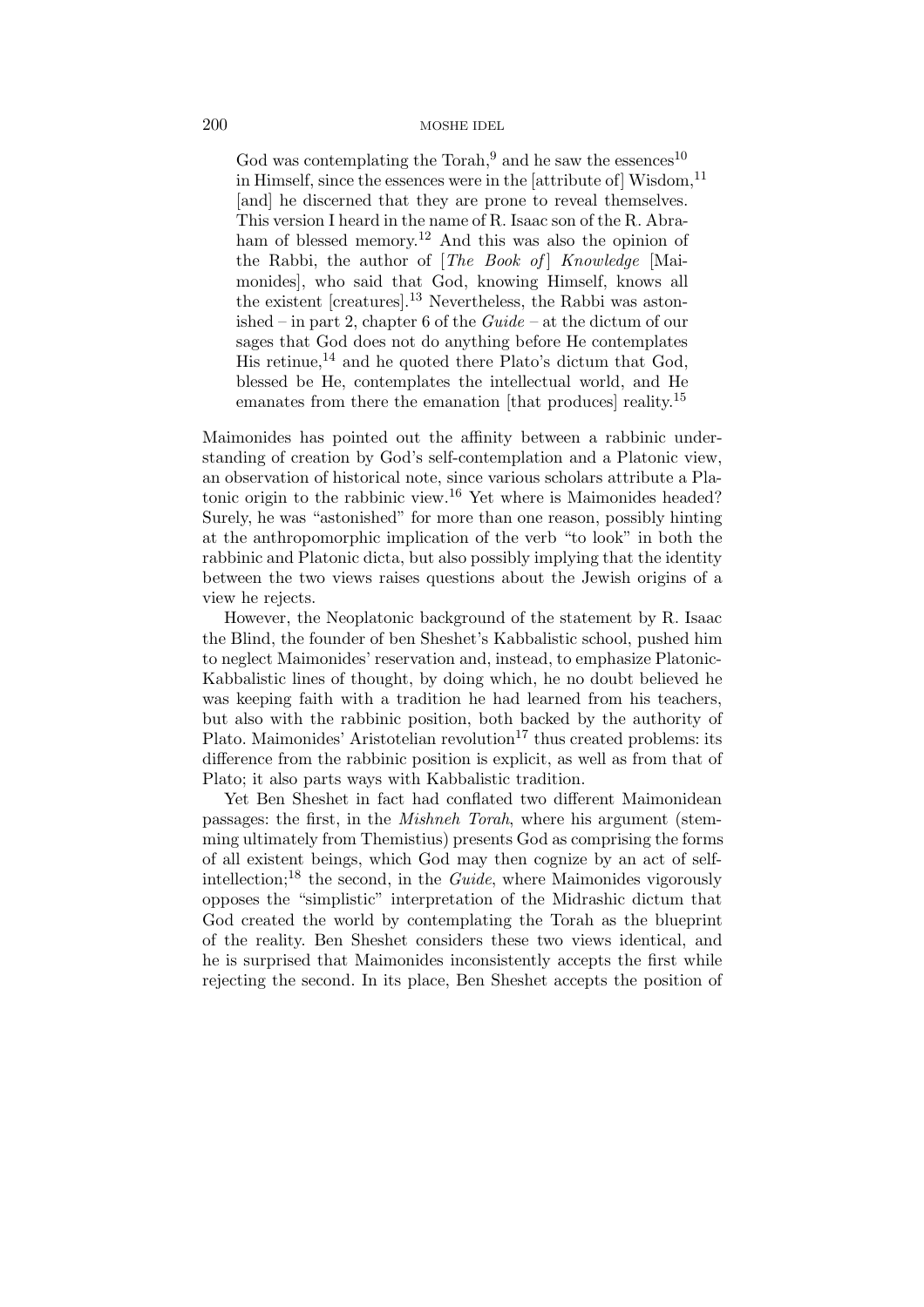> God was contemplating the Torah,[9] and he saw the essences[10] in Himself, since the essences were in the [attribute of] Wisdom,[11] [and] he discerned that they are prone to reveal themselves. This version I heard in the name of R. Isaac son of the R. Abraham of blessed memory.[12] And this was also the opinion of the Rabbi, the author of [*The Book of*] *Knowledge* [Maimonides], who said that God, knowing Himself, knows all the existent [creatures].[13] Nevertheless, the Rabbi was astonished – in part 2, chapter 6 of the *Guide* – at the dictum of our sages that God does not do anything before He contemplates His retinue,[14] and he quoted there Plato's dictum that God, blessed be He, contemplates the intellectual world, and He emanates from there the emanation [that produces] reality.[15]

Maimonides has pointed out the affinity between a rabbinic understanding of creation by God's self-contemplation and a Platonic view, an observation of historical note, since various scholars attribute a Platonic origin to the rabbinic view.[16] Yet where is Maimonides headed? Surely, he was "astonished" for more than one reason, possibly hinting at the anthropomorphic implication of the verb "to look" in both the rabbinic and Platonic dicta, but also possibly implying that the identity between the two views raises questions about the Jewish origins of a view he rejects.

However, the Neoplatonic background of the statement by R. Isaac the Blind, the founder of ben Sheshet's Kabbalistic school, pushed him to neglect Maimonides' reservation and, instead, to emphasize Platonic-Kabbalistic lines of thought, by doing which, he no doubt believed he was keeping faith with a tradition he had learned from his teachers, but also with the rabbinic position, both backed by the authority of Plato. Maimonides' Aristotelian revolution[17] thus created problems: its difference from the rabbinic position is explicit, as well as from that of Plato; it also parts ways with Kabbalistic tradition.

Yet Ben Sheshet in fact had conflated two different Maimonidean passages: the first, in the *Mishneh Torah*, where his argument (stemming ultimately from Themistius) presents God as comprising the forms of all existent beings, which God may then cognize by an act of self-intellection;[18] the second, in the *Guide*, where Maimonides vigorously opposes the "simplistic" interpretation of the Midrashic dictum that God created the world by contemplating the Torah as the blueprint of the reality. Ben Sheshet considers these two views identical, and he is surprised that Maimonides inconsistently accepts the first while rejecting the second. In its place, Ben Sheshet accepts the position of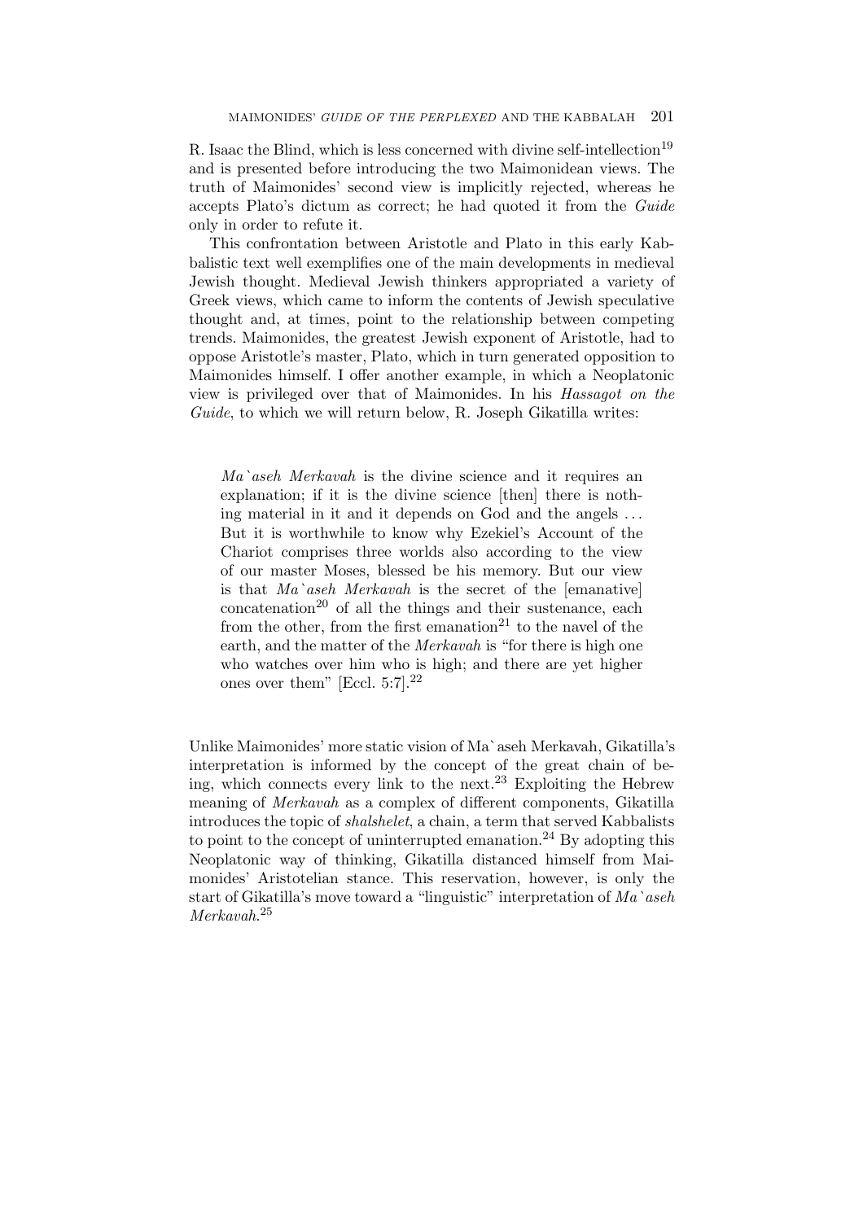R. Isaac the Blind, which is less concerned with divine self-intellection[19] and is presented before introducing the two Maimonidean views. The truth of Maimonides' second view is implicitly rejected, whereas he accepts Plato's dictum as correct; he had quoted it from the *Guide* only in order to refute it.

This confrontation between Aristotle and Plato in this early Kabbalistic text well exemplifies one of the main developments in medieval Jewish thought. Medieval Jewish thinkers appropriated a variety of Greek views, which came to inform the contents of Jewish speculative thought and, at times, point to the relationship between competing trends. Maimonides, the greatest Jewish exponent of Aristotle, had to oppose Aristotle's master, Plato, which in turn generated opposition to Maimonides himself. I offer another example, in which a Neoplatonic view is privileged over that of Maimonides. In his *Hassagot on the Guide*, to which we will return below, R. Joseph Gikatilla writes:

> *Ma`aseh Merkavah* is the divine science and it requires an explanation; if it is the divine science [then] there is nothing material in it and it depends on God and the angels ... But it is worthwhile to know why Ezekiel's Account of the Chariot comprises three worlds also according to the view of our master Moses, blessed be his memory. But our view is that *Ma`aseh Merkavah* is the secret of the [emanative] concatenation[20] of all the things and their sustenance, each from the other, from the first emanation[21] to the navel of the earth, and the matter of the *Merkavah* is "for there is high one who watches over him who is high; and there are yet higher ones over them" [Eccl. 5:7].[22]

Unlike Maimonides' more static vision of Ma`aseh Merkavah, Gikatilla's interpretation is informed by the concept of the great chain of being, which connects every link to the next.[23] Exploiting the Hebrew meaning of *Merkavah* as a complex of different components, Gikatilla introduces the topic of *shalshelet*, a chain, a term that served Kabbalists to point to the concept of uninterrupted emanation.[24] By adopting this Neoplatonic way of thinking, Gikatilla distanced himself from Maimonides' Aristotelian stance. This reservation, however, is only the start of Gikatilla's move toward a "linguistic" interpretation of *Ma`aseh Merkavah*.[25]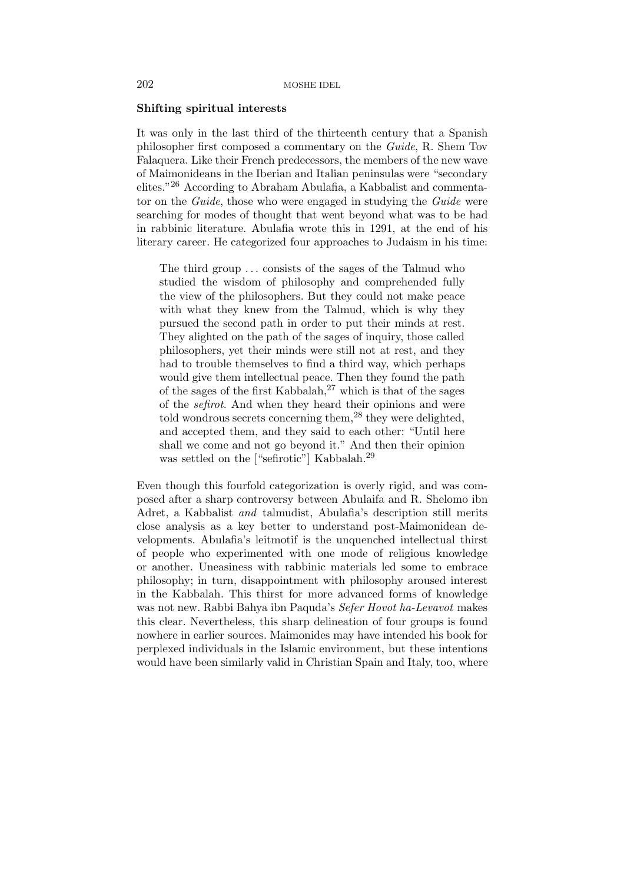**Shifting spiritual interests**

It was only in the last third of the thirteenth century that a Spanish philosopher first composed a commentary on the *Guide*, R. Shem Tov Falaquera. Like their French predecessors, the members of the new wave of Maimonideans in the Iberian and Italian peninsulas were "secondary elites."[26] According to Abraham Abulafia, a Kabbalist and commentator on the *Guide*, those who were engaged in studying the *Guide* were searching for modes of thought that went beyond what was to be had in rabbinic literature. Abulafia wrote this in 1291, at the end of his literary career. He categorized four approaches to Judaism in his time:

> The third group . . . consists of the sages of the Talmud who studied the wisdom of philosophy and comprehended fully the view of the philosophers. But they could not make peace with what they knew from the Talmud, which is why they pursued the second path in order to put their minds at rest. They alighted on the path of the sages of inquiry, those called philosophers, yet their minds were still not at rest, and they had to trouble themselves to find a third way, which perhaps would give them intellectual peace. Then they found the path of the sages of the first Kabbalah,[27] which is that of the sages of the *sefirot*. And when they heard their opinions and were told wondrous secrets concerning them,[28] they were delighted, and accepted them, and they said to each other: "Until here shall we come and not go beyond it." And then their opinion was settled on the ["sefirotic"] Kabbalah.[29]

Even though this fourfold categorization is overly rigid, and was composed after a sharp controversy between Abulaifa and R. Shelomo ibn Adret, a Kabbalist *and* talmudist, Abulafia's description still merits close analysis as a key better to understand post-Maimonidean developments. Abulafia's leitmotif is the unquenched intellectual thirst of people who experimented with one mode of religious knowledge or another. Uneasiness with rabbinic materials led some to embrace philosophy; in turn, disappointment with philosophy aroused interest in the Kabbalah. This thirst for more advanced forms of knowledge was not new. Rabbi Bahya ibn Paquda's *Sefer Hovot ha-Levavot* makes this clear. Nevertheless, this sharp delineation of four groups is found nowhere in earlier sources. Maimonides may have intended his book for perplexed individuals in the Islamic environment, but these intentions would have been similarly valid in Christian Spain and Italy, too, where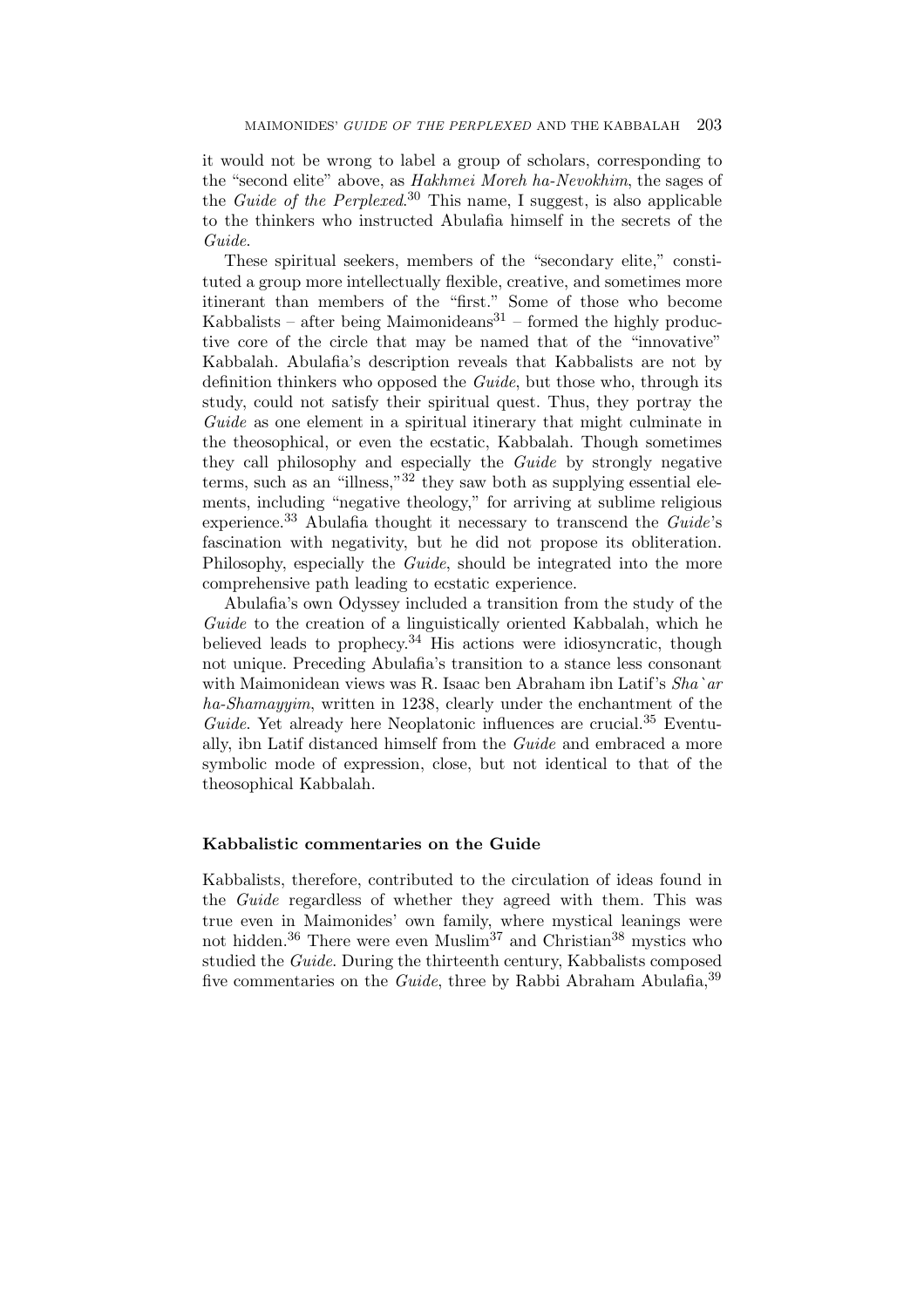it would not be wrong to label a group of scholars, corresponding to the "second elite" above, as *Hakhmei Moreh ha-Nevokhim*, the sages of the *Guide of the Perplexed*.[30] This name, I suggest, is also applicable to the thinkers who instructed Abulafia himself in the secrets of the *Guide*.

These spiritual seekers, members of the "secondary elite," constituted a group more intellectually flexible, creative, and sometimes more itinerant than members of the "first." Some of those who become Kabbalists – after being Maimonideans[31] – formed the highly productive core of the circle that may be named that of the "innovative" Kabbalah. Abulafia's description reveals that Kabbalists are not by definition thinkers who opposed the *Guide*, but those who, through its study, could not satisfy their spiritual quest. Thus, they portray the *Guide* as one element in a spiritual itinerary that might culminate in the theosophical, or even the ecstatic, Kabbalah. Though sometimes they call philosophy and especially the *Guide* by strongly negative terms, such as an "illness,"[32] they saw both as supplying essential elements, including "negative theology," for arriving at sublime religious experience.[33] Abulafia thought it necessary to transcend the *Guide*'s fascination with negativity, but he did not propose its obliteration. Philosophy, especially the *Guide*, should be integrated into the more comprehensive path leading to ecstatic experience.

Abulafia's own Odyssey included a transition from the study of the *Guide* to the creation of a linguistically oriented Kabbalah, which he believed leads to prophecy.[34] His actions were idiosyncratic, though not unique. Preceding Abulafia's transition to a stance less consonant with Maimonidean views was R. Isaac ben Abraham ibn Latif's *Sha`ar ha-Shamayyim*, written in 1238, clearly under the enchantment of the *Guide*. Yet already here Neoplatonic influences are crucial.[35] Eventually, ibn Latif distanced himself from the *Guide* and embraced a more symbolic mode of expression, close, but not identical to that of the theosophical Kabbalah.

### Kabbalistic commentaries on the Guide

Kabbalists, therefore, contributed to the circulation of ideas found in the *Guide* regardless of whether they agreed with them. This was true even in Maimonides' own family, where mystical leanings were not hidden.[36] There were even Muslim[37] and Christian[38] mystics who studied the *Guide*. During the thirteenth century, Kabbalists composed five commentaries on the *Guide*, three by Rabbi Abraham Abulafia,[39]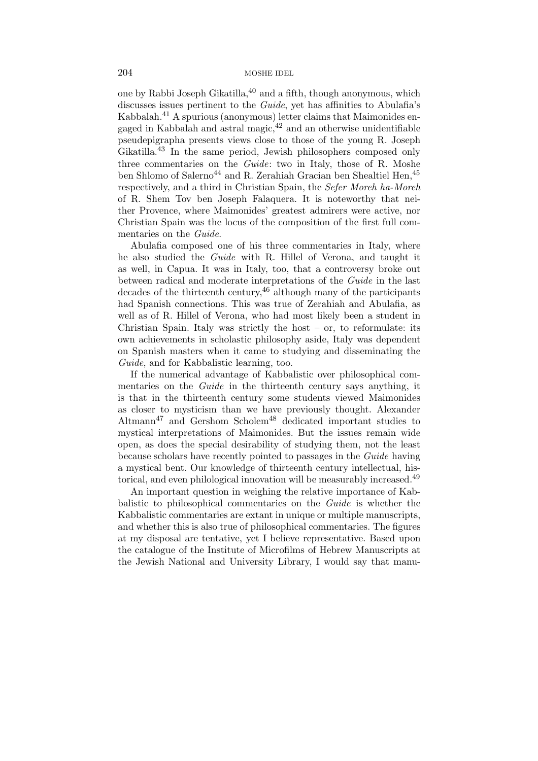one by Rabbi Joseph Gikatilla,[40] and a fifth, though anonymous, which discusses issues pertinent to the *Guide*, yet has affinities to Abulafia's Kabbalah.[41] A spurious (anonymous) letter claims that Maimonides engaged in Kabbalah and astral magic,[42] and an otherwise unidentifiable pseudepigrapha presents views close to those of the young R. Joseph Gikatilla.[43] In the same period, Jewish philosophers composed only three commentaries on the *Guide*: two in Italy, those of R. Moshe ben Shlomo of Salerno[44] and R. Zerahiah Gracian ben Shealtiel Hen,[45] respectively, and a third in Christian Spain, the *Sefer Moreh ha-Moreh* of R. Shem Tov ben Joseph Falaquera. It is noteworthy that neither Provence, where Maimonides' greatest admirers were active, nor Christian Spain was the locus of the composition of the first full commentaries on the *Guide*.

Abulafia composed one of his three commentaries in Italy, where he also studied the *Guide* with R. Hillel of Verona, and taught it as well, in Capua. It was in Italy, too, that a controversy broke out between radical and moderate interpretations of the *Guide* in the last decades of the thirteenth century,[46] although many of the participants had Spanish connections. This was true of Zerahiah and Abulafia, as well as of R. Hillel of Verona, who had most likely been a student in Christian Spain. Italy was strictly the host – or, to reformulate: its own achievements in scholastic philosophy aside, Italy was dependent on Spanish masters when it came to studying and disseminating the *Guide*, and for Kabbalistic learning, too.

If the numerical advantage of Kabbalistic over philosophical commentaries on the *Guide* in the thirteenth century says anything, it is that in the thirteenth century some students viewed Maimonides as closer to mysticism than we have previously thought. Alexander Altmann[47] and Gershom Scholem[48] dedicated important studies to mystical interpretations of Maimonides. But the issues remain wide open, as does the special desirability of studying them, not the least because scholars have recently pointed to passages in the *Guide* having a mystical bent. Our knowledge of thirteenth century intellectual, historical, and even philological innovation will be measurably increased.[49]

An important question in weighing the relative importance of Kabbalistic to philosophical commentaries on the *Guide* is whether the Kabbalistic commentaries are extant in unique or multiple manuscripts, and whether this is also true of philosophical commentaries. The figures at my disposal are tentative, yet I believe representative. Based upon the catalogue of the Institute of Microfilms of Hebrew Manuscripts at the Jewish National and University Library, I would say that manu-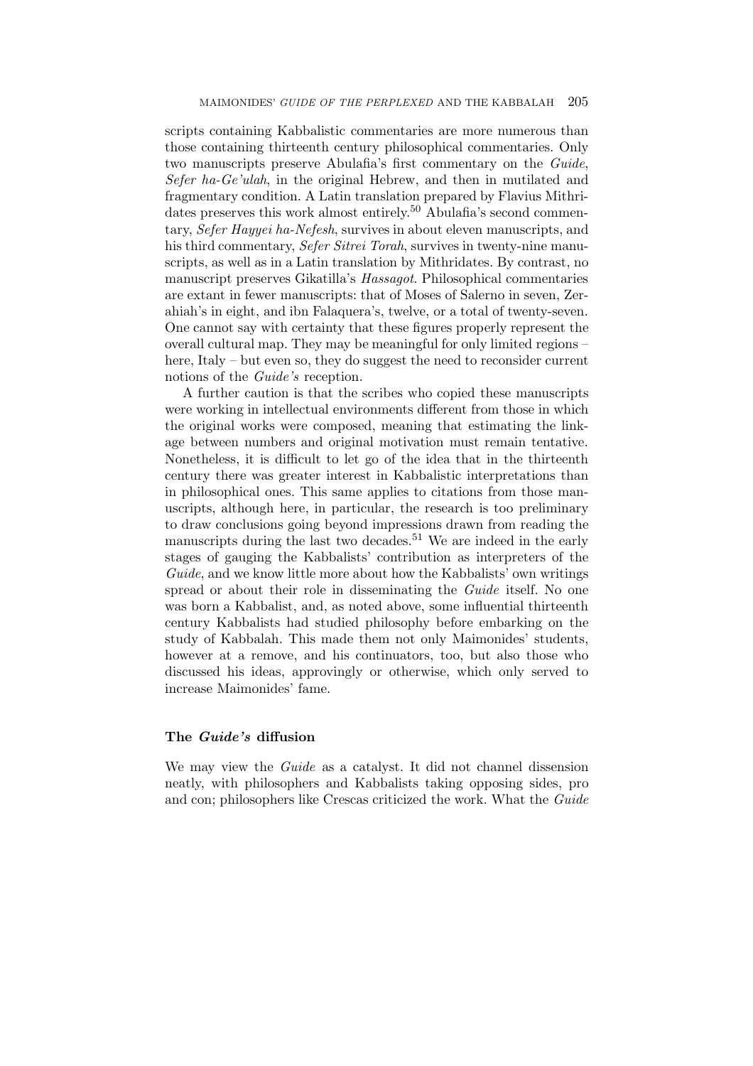scripts containing Kabbalistic commentaries are more numerous than those containing thirteenth century philosophical commentaries. Only two manuscripts preserve Abulafia's first commentary on the *Guide*, *Sefer ha-Ge'ulah*, in the original Hebrew, and then in mutilated and fragmentary condition. A Latin translation prepared by Flavius Mithridates preserves this work almost entirely.[50] Abulafia's second commentary, *Sefer Hayyei ha-Nefesh*, survives in about eleven manuscripts, and his third commentary, *Sefer Sitrei Torah*, survives in twenty-nine manuscripts, as well as in a Latin translation by Mithridates. By contrast, no manuscript preserves Gikatilla's *Hassagot*. Philosophical commentaries are extant in fewer manuscripts: that of Moses of Salerno in seven, Zerahiah's in eight, and ibn Falaquera's, twelve, or a total of twenty-seven. One cannot say with certainty that these figures properly represent the overall cultural map. They may be meaningful for only limited regions – here, Italy – but even so, they do suggest the need to reconsider current notions of the *Guide's* reception.

A further caution is that the scribes who copied these manuscripts were working in intellectual environments different from those in which the original works were composed, meaning that estimating the linkage between numbers and original motivation must remain tentative. Nonetheless, it is difficult to let go of the idea that in the thirteenth century there was greater interest in Kabbalistic interpretations than in philosophical ones. This same applies to citations from those manuscripts, although here, in particular, the research is too preliminary to draw conclusions going beyond impressions drawn from reading the manuscripts during the last two decades.[51] We are indeed in the early stages of gauging the Kabbalists' contribution as interpreters of the *Guide*, and we know little more about how the Kabbalists' own writings spread or about their role in disseminating the *Guide* itself. No one was born a Kabbalist, and, as noted above, some influential thirteenth century Kabbalists had studied philosophy before embarking on the study of Kabbalah. This made them not only Maimonides' students, however at a remove, and his continuators, too, but also those who discussed his ideas, approvingly or otherwise, which only served to increase Maimonides' fame.

### The *Guide's* diffusion

We may view the *Guide* as a catalyst. It did not channel dissension neatly, with philosophers and Kabbalists taking opposing sides, pro and con; philosophers like Crescas criticized the work. What the *Guide*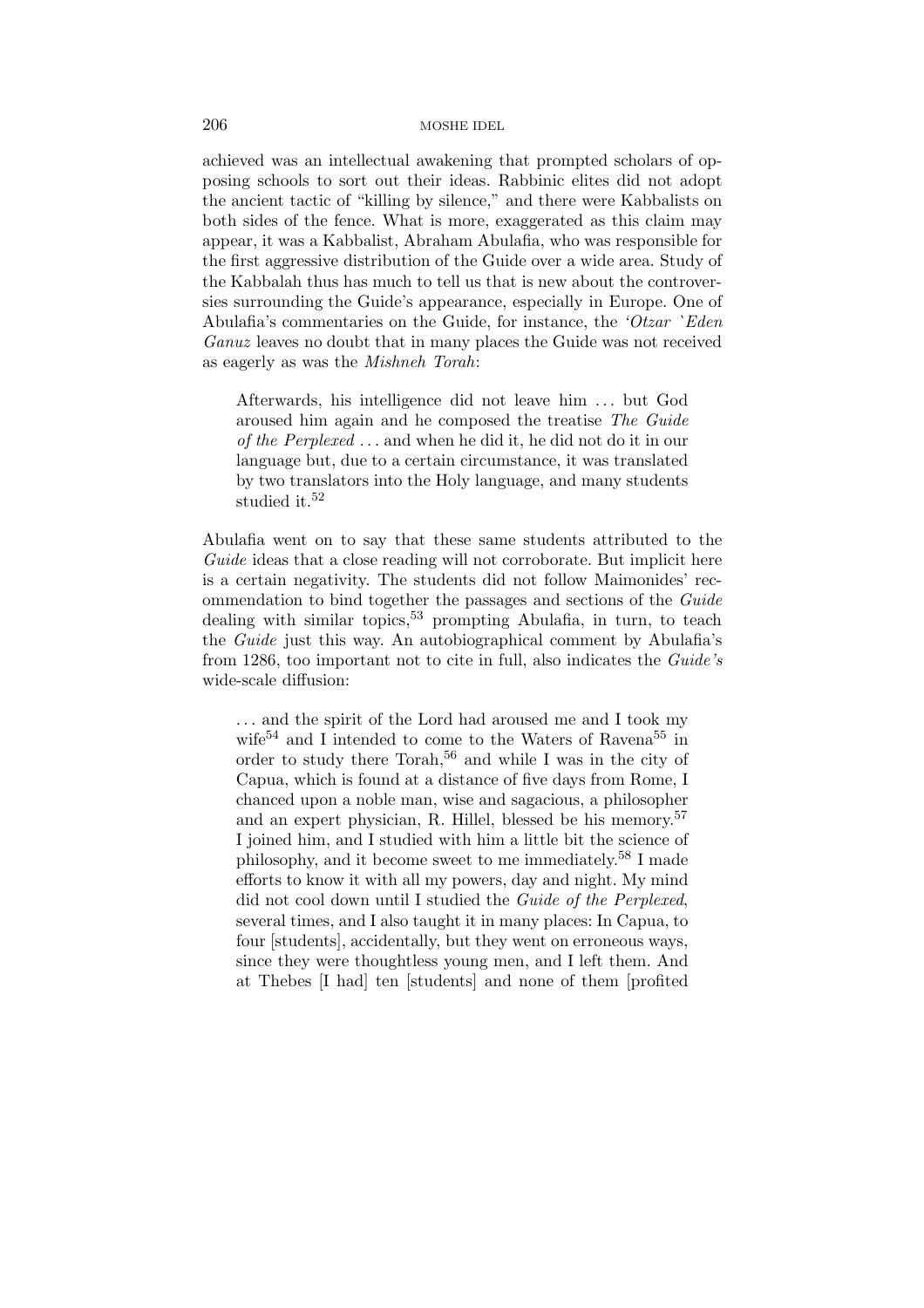achieved was an intellectual awakening that prompted scholars of opposing schools to sort out their ideas. Rabbinic elites did not adopt the ancient tactic of "killing by silence," and there were Kabbalists on both sides of the fence. What is more, exaggerated as this claim may appear, it was a Kabbalist, Abraham Abulafia, who was responsible for the first aggressive distribution of the Guide over a wide area. Study of the Kabbalah thus has much to tell us that is new about the controversies surrounding the Guide's appearance, especially in Europe. One of Abulafia's commentaries on the Guide, for instance, the *'Otzar `Eden Ganuz* leaves no doubt that in many places the Guide was not received as eagerly as was the *Mishneh Torah*:

> Afterwards, his intelligence did not leave him ... but God aroused him again and he composed the treatise *The Guide of the Perplexed* ... and when he did it, he did not do it in our language but, due to a certain circumstance, it was translated by two translators into the Holy language, and many students studied it.[52]

Abulafia went on to say that these same students attributed to the *Guide* ideas that a close reading will not corroborate. But implicit here is a certain negativity. The students did not follow Maimonides' recommendation to bind together the passages and sections of the *Guide* dealing with similar topics,[53] prompting Abulafia, in turn, to teach the *Guide* just this way. An autobiographical comment by Abulafia's from 1286, too important not to cite in full, also indicates the *Guide's* wide-scale diffusion:

> ... and the spirit of the Lord had aroused me and I took my wife[54] and I intended to come to the Waters of Ravena[55] in order to study there Torah,[56] and while I was in the city of Capua, which is found at a distance of five days from Rome, I chanced upon a noble man, wise and sagacious, a philosopher and an expert physician, R. Hillel, blessed be his memory.[57] I joined him, and I studied with him a little bit the science of philosophy, and it become sweet to me immediately.[58] I made efforts to know it with all my powers, day and night. My mind did not cool down until I studied the *Guide of the Perplexed*, several times, and I also taught it in many places: In Capua, to four [students], accidentally, but they went on erroneous ways, since they were thoughtless young men, and I left them. And at Thebes [I had] ten [students] and none of them [profited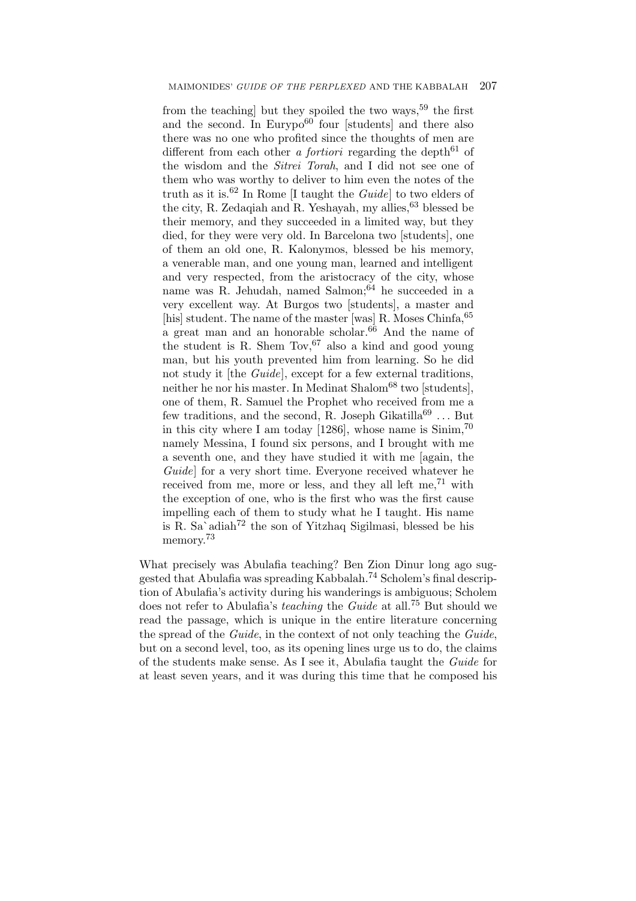from the teaching] but they spoiled the two ways,[59] the first and the second. In Eurypo[60] four [students] and there also there was no one who profited since the thoughts of men are different from each other *a fortiori* regarding the depth[61] of the wisdom and the *Sitrei Torah*, and I did not see one of them who was worthy to deliver to him even the notes of the truth as it is.[62] In Rome [I taught the *Guide*] to two elders of the city, R. Zedaqiah and R. Yeshayah, my allies,[63] blessed be their memory, and they succeeded in a limited way, but they died, for they were very old. In Barcelona two [students], one of them an old one, R. Kalonymos, blessed be his memory, a venerable man, and one young man, learned and intelligent and very respected, from the aristocracy of the city, whose name was R. Jehudah, named Salmon;[64] he succeeded in a very excellent way. At Burgos two [students], a master and [his] student. The name of the master [was] R. Moses Chinfa,[65] a great man and an honorable scholar.[66] And the name of the student is R. Shem Tov,[67] also a kind and good young man, but his youth prevented him from learning. So he did not study it [the *Guide*], except for a few external traditions, neither he nor his master. In Medinat Shalom[68] two [students], one of them, R. Samuel the Prophet who received from me a few traditions, and the second, R. Joseph Gikatilla[69] ... But in this city where I am today [1286], whose name is Sinim,[70] namely Messina, I found six persons, and I brought with me a seventh one, and they have studied it with me [again, the *Guide*] for a very short time. Everyone received whatever he received from me, more or less, and they all left me,[71] with the exception of one, who is the first who was the first cause impelling each of them to study what he I taught. His name is R. Sa`adiah[72] the son of Yitzhaq Sigilmasi, blessed be his memory.[73]

What precisely was Abulafia teaching? Ben Zion Dinur long ago suggested that Abulafia was spreading Kabbalah.[74] Scholem's final description of Abulafia's activity during his wanderings is ambiguous; Scholem does not refer to Abulafia's *teaching* the *Guide* at all.[75] But should we read the passage, which is unique in the entire literature concerning the spread of the *Guide*, in the context of not only teaching the *Guide*, but on a second level, too, as its opening lines urge us to do, the claims of the students make sense. As I see it, Abulafia taught the *Guide* for at least seven years, and it was during this time that he composed his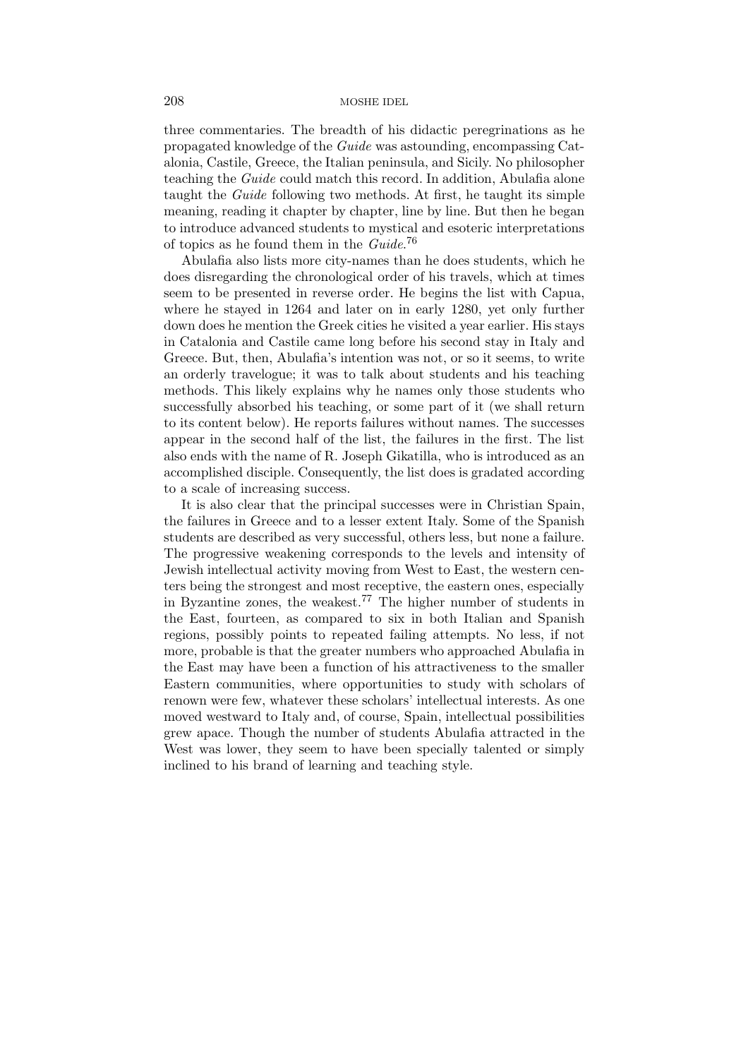three commentaries. The breadth of his didactic peregrinations as he propagated knowledge of the *Guide* was astounding, encompassing Catalonia, Castile, Greece, the Italian peninsula, and Sicily. No philosopher teaching the *Guide* could match this record. In addition, Abulafia alone taught the *Guide* following two methods. At first, he taught its simple meaning, reading it chapter by chapter, line by line. But then he began to introduce advanced students to mystical and esoteric interpretations of topics as he found them in the *Guide*.[76]

Abulafia also lists more city-names than he does students, which he does disregarding the chronological order of his travels, which at times seem to be presented in reverse order. He begins the list with Capua, where he stayed in 1264 and later on in early 1280, yet only further down does he mention the Greek cities he visited a year earlier. His stays in Catalonia and Castile came long before his second stay in Italy and Greece. But, then, Abulafia's intention was not, or so it seems, to write an orderly travelogue; it was to talk about students and his teaching methods. This likely explains why he names only those students who successfully absorbed his teaching, or some part of it (we shall return to its content below). He reports failures without names. The successes appear in the second half of the list, the failures in the first. The list also ends with the name of R. Joseph Gikatilla, who is introduced as an accomplished disciple. Consequently, the list does is gradated according to a scale of increasing success.

It is also clear that the principal successes were in Christian Spain, the failures in Greece and to a lesser extent Italy. Some of the Spanish students are described as very successful, others less, but none a failure. The progressive weakening corresponds to the levels and intensity of Jewish intellectual activity moving from West to East, the western centers being the strongest and most receptive, the eastern ones, especially in Byzantine zones, the weakest.[77] The higher number of students in the East, fourteen, as compared to six in both Italian and Spanish regions, possibly points to repeated failing attempts. No less, if not more, probable is that the greater numbers who approached Abulafia in the East may have been a function of his attractiveness to the smaller Eastern communities, where opportunities to study with scholars of renown were few, whatever these scholars' intellectual interests. As one moved westward to Italy and, of course, Spain, intellectual possibilities grew apace. Though the number of students Abulafia attracted in the West was lower, they seem to have been specially talented or simply inclined to his brand of learning and teaching style.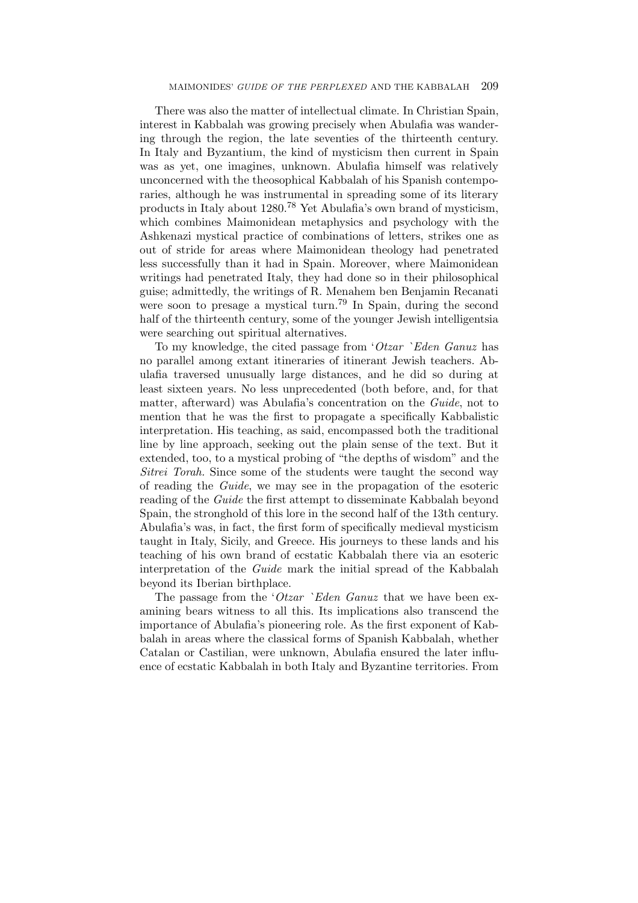There was also the matter of intellectual climate. In Christian Spain, interest in Kabbalah was growing precisely when Abulafia was wandering through the region, the late seventies of the thirteenth century. In Italy and Byzantium, the kind of mysticism then current in Spain was as yet, one imagines, unknown. Abulafia himself was relatively unconcerned with the theosophical Kabbalah of his Spanish contemporaries, although he was instrumental in spreading some of its literary products in Italy about 1280.[78] Yet Abulafia's own brand of mysticism, which combines Maimonidean metaphysics and psychology with the Ashkenazi mystical practice of combinations of letters, strikes one as out of stride for areas where Maimonidean theology had penetrated less successfully than it had in Spain. Moreover, where Maimonidean writings had penetrated Italy, they had done so in their philosophical guise; admittedly, the writings of R. Menahem ben Benjamin Recanati were soon to presage a mystical turn.[79] In Spain, during the second half of the thirteenth century, some of the younger Jewish intelligentsia were searching out spiritual alternatives.

To my knowledge, the cited passage from '*Otzar `Eden Ganuz* has no parallel among extant itineraries of itinerant Jewish teachers. Abulafia traversed unusually large distances, and he did so during at least sixteen years. No less unprecedented (both before, and, for that matter, afterward) was Abulafia's concentration on the *Guide*, not to mention that he was the first to propagate a specifically Kabbalistic interpretation. His teaching, as said, encompassed both the traditional line by line approach, seeking out the plain sense of the text. But it extended, too, to a mystical probing of "the depths of wisdom" and the *Sitrei Torah.* Since some of the students were taught the second way of reading the *Guide*, we may see in the propagation of the esoteric reading of the *Guide* the first attempt to disseminate Kabbalah beyond Spain, the stronghold of this lore in the second half of the 13th century. Abulafia's was, in fact, the first form of specifically medieval mysticism taught in Italy, Sicily, and Greece. His journeys to these lands and his teaching of his own brand of ecstatic Kabbalah there via an esoteric interpretation of the *Guide* mark the initial spread of the Kabbalah beyond its Iberian birthplace.

The passage from the '*Otzar `Eden Ganuz* that we have been examining bears witness to all this. Its implications also transcend the importance of Abulafia's pioneering role. As the first exponent of Kabbalah in areas where the classical forms of Spanish Kabbalah, whether Catalan or Castilian, were unknown, Abulafia ensured the later influence of ecstatic Kabbalah in both Italy and Byzantine territories. From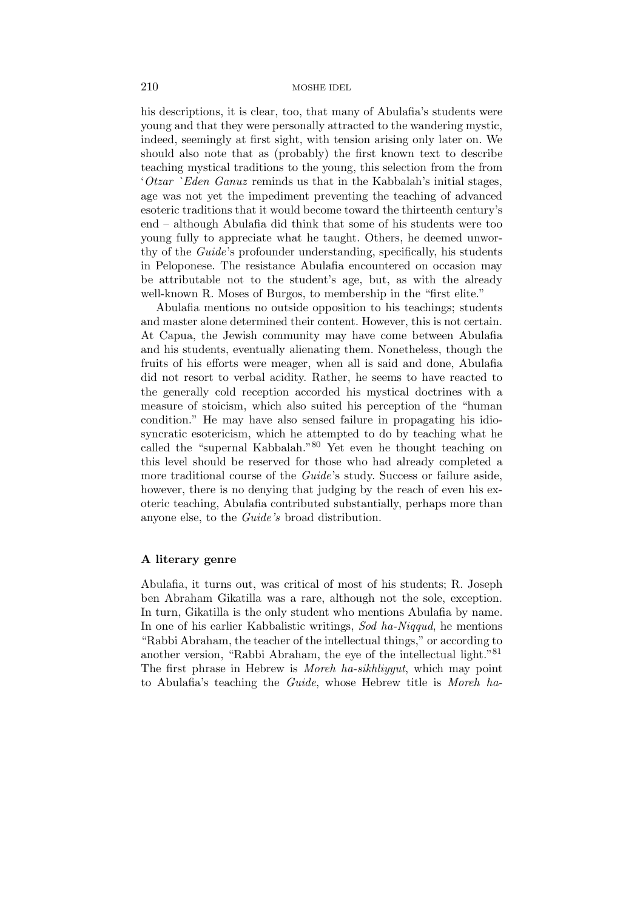his descriptions, it is clear, too, that many of Abulafia's students were young and that they were personally attracted to the wandering mystic, indeed, seemingly at first sight, with tension arising only later on. We should also note that as (probably) the first known text to describe teaching mystical traditions to the young, this selection from the from *'Otzar `Eden Ganuz* reminds us that in the Kabbalah's initial stages, age was not yet the impediment preventing the teaching of advanced esoteric traditions that it would become toward the thirteenth century's end – although Abulafia did think that some of his students were too young fully to appreciate what he taught. Others, he deemed unworthy of the *Guide*'s profounder understanding, specifically, his students in Peloponese. The resistance Abulafia encountered on occasion may be attributable not to the student's age, but, as with the already well-known R. Moses of Burgos, to membership in the "first elite."

Abulafia mentions no outside opposition to his teachings; students and master alone determined their content. However, this is not certain. At Capua, the Jewish community may have come between Abulafia and his students, eventually alienating them. Nonetheless, though the fruits of his efforts were meager, when all is said and done, Abulafia did not resort to verbal acidity. Rather, he seems to have reacted to the generally cold reception accorded his mystical doctrines with a measure of stoicism, which also suited his perception of the "human condition." He may have also sensed failure in propagating his idiosyncratic esotericism, which he attempted to do by teaching what he called the "supernal Kabbalah."[80] Yet even he thought teaching on this level should be reserved for those who had already completed a more traditional course of the *Guide*'s study. Success or failure aside, however, there is no denying that judging by the reach of even his exoteric teaching, Abulafia contributed substantially, perhaps more than anyone else, to the *Guide's* broad distribution.

### A literary genre

Abulafia, it turns out, was critical of most of his students; R. Joseph ben Abraham Gikatilla was a rare, although not the sole, exception. In turn, Gikatilla is the only student who mentions Abulafia by name. In one of his earlier Kabbalistic writings, *Sod ha-Niqqud*, he mentions "Rabbi Abraham, the teacher of the intellectual things," or according to another version, "Rabbi Abraham, the eye of the intellectual light."[81] The first phrase in Hebrew is *Moreh ha-sikhliyyut*, which may point to Abulafia's teaching the *Guide*, whose Hebrew title is *Moreh ha-*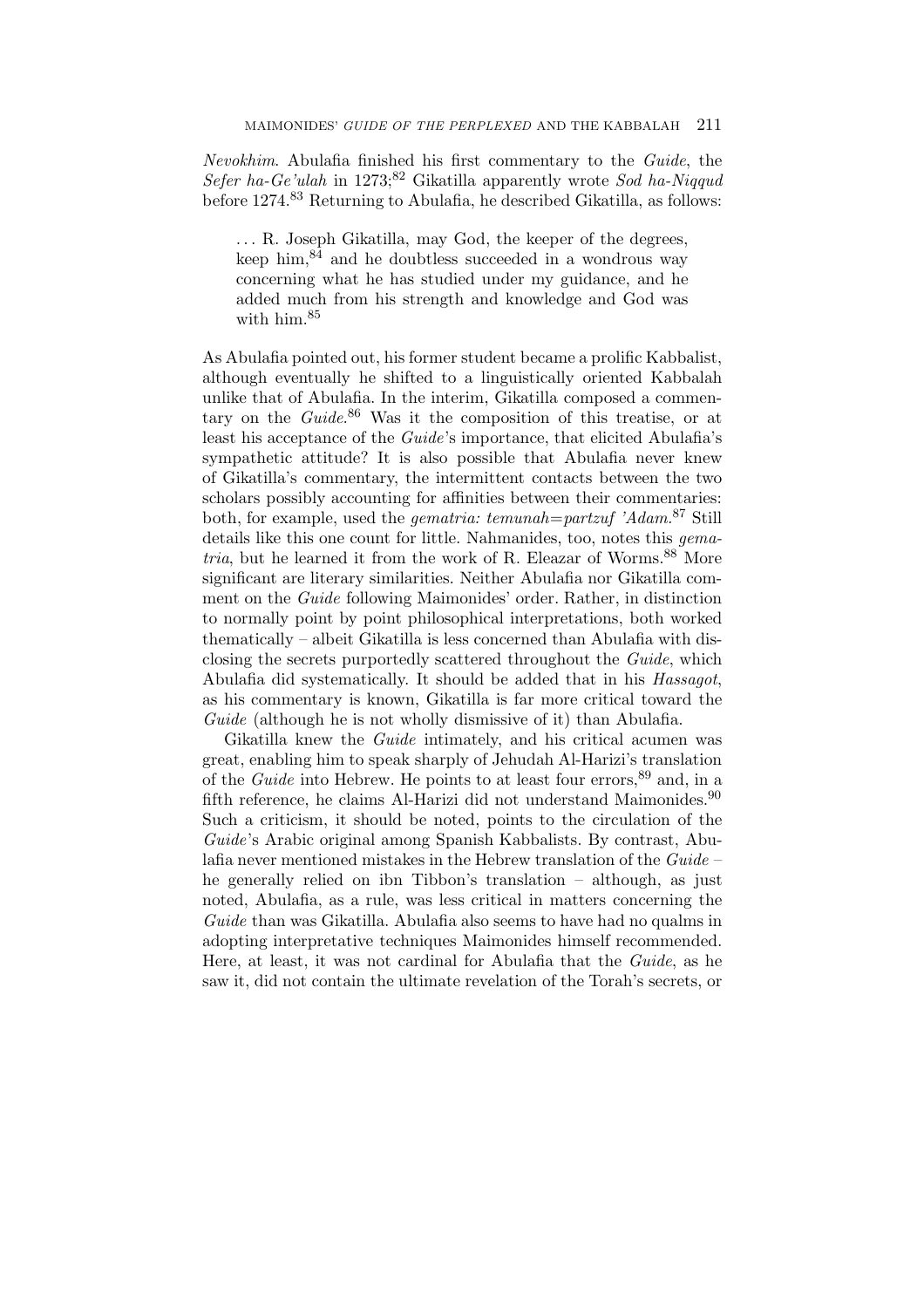*Nevokhim*. Abulafia finished his first commentary to the *Guide*, the *Sefer ha-Ge'ulah* in 1273;[82] Gikatilla apparently wrote *Sod ha-Niqqud* before 1274.[83] Returning to Abulafia, he described Gikatilla, as follows:

> . . . R. Joseph Gikatilla, may God, the keeper of the degrees, keep him,[84] and he doubtless succeeded in a wondrous way concerning what he has studied under my guidance, and he added much from his strength and knowledge and God was with him.[85]

As Abulafia pointed out, his former student became a prolific Kabbalist, although eventually he shifted to a linguistically oriented Kabbalah unlike that of Abulafia. In the interim, Gikatilla composed a commentary on the *Guide*.[86] Was it the composition of this treatise, or at least his acceptance of the *Guide*'s importance, that elicited Abulafia's sympathetic attitude? It is also possible that Abulafia never knew of Gikatilla's commentary, the intermittent contacts between the two scholars possibly accounting for affinities between their commentaries: both, for example, used the *gematria: temunah=partzuf 'Adam*.[87] Still details like this one count for little. Nahmanides, too, notes this *gematria*, but he learned it from the work of R. Eleazar of Worms.[88] More significant are literary similarities. Neither Abulafia nor Gikatilla comment on the *Guide* following Maimonides' order. Rather, in distinction to normally point by point philosophical interpretations, both worked thematically – albeit Gikatilla is less concerned than Abulafia with disclosing the secrets purportedly scattered throughout the *Guide*, which Abulafia did systematically. It should be added that in his *Hassagot*, as his commentary is known, Gikatilla is far more critical toward the *Guide* (although he is not wholly dismissive of it) than Abulafia.

Gikatilla knew the *Guide* intimately, and his critical acumen was great, enabling him to speak sharply of Jehudah Al-Harizi's translation of the *Guide* into Hebrew. He points to at least four errors,[89] and, in a fifth reference, he claims Al-Harizi did not understand Maimonides.[90] Such a criticism, it should be noted, points to the circulation of the *Guide*'s Arabic original among Spanish Kabbalists. By contrast, Abulafia never mentioned mistakes in the Hebrew translation of the *Guide* – he generally relied on ibn Tibbon's translation – although, as just noted, Abulafia, as a rule, was less critical in matters concerning the *Guide* than was Gikatilla. Abulafia also seems to have had no qualms in adopting interpretative techniques Maimonides himself recommended. Here, at least, it was not cardinal for Abulafia that the *Guide*, as he saw it, did not contain the ultimate revelation of the Torah's secrets, or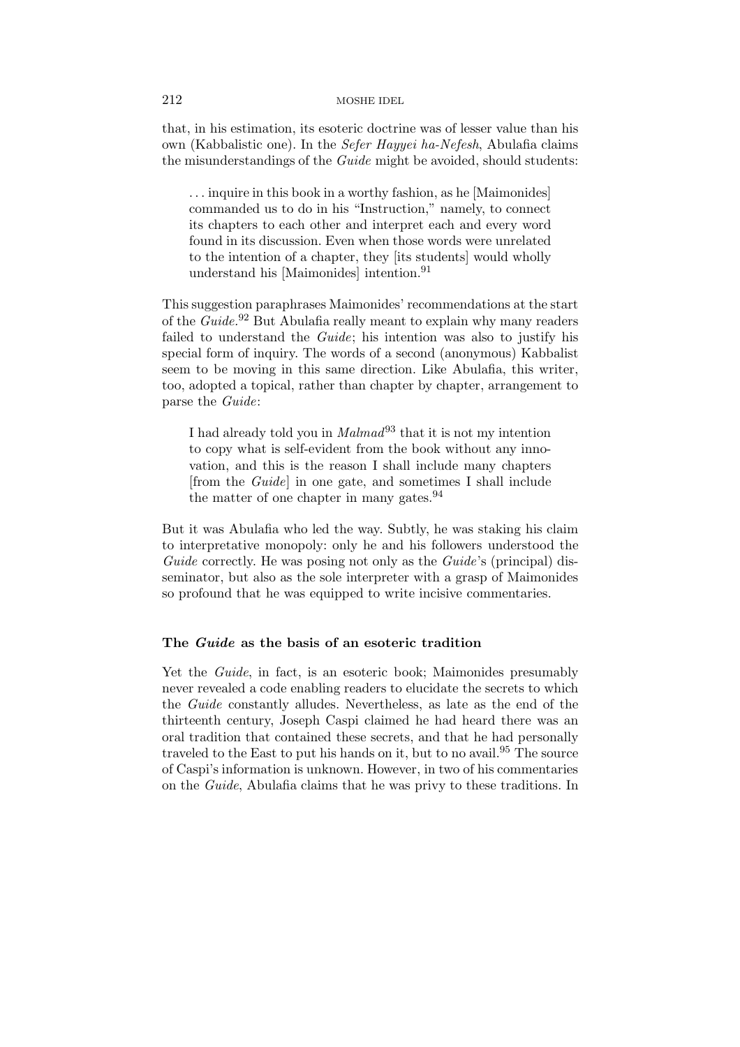that, in his estimation, its esoteric doctrine was of lesser value than his own (Kabbalistic one). In the *Sefer Hayyei ha-Nefesh*, Abulafia claims the misunderstandings of the *Guide* might be avoided, should students:

> . . . inquire in this book in a worthy fashion, as he [Maimonides] commanded us to do in his "Instruction," namely, to connect its chapters to each other and interpret each and every word found in its discussion. Even when those words were unrelated to the intention of a chapter, they [its students] would wholly understand his [Maimonides] intention.[91]

This suggestion paraphrases Maimonides' recommendations at the start of the *Guide*.[92] But Abulafia really meant to explain why many readers failed to understand the *Guide*; his intention was also to justify his special form of inquiry. The words of a second (anonymous) Kabbalist seem to be moving in this same direction. Like Abulafia, this writer, too, adopted a topical, rather than chapter by chapter, arrangement to parse the *Guide*:

> I had already told you in *Malmad*[93] that it is not my intention to copy what is self-evident from the book without any innovation, and this is the reason I shall include many chapters [from the *Guide*] in one gate, and sometimes I shall include the matter of one chapter in many gates.[94]

But it was Abulafia who led the way. Subtly, he was staking his claim to interpretative monopoly: only he and his followers understood the *Guide* correctly. He was posing not only as the *Guide*'s (principal) disseminator, but also as the sole interpreter with a grasp of Maimonides so profound that he was equipped to write incisive commentaries.

### The *Guide* as the basis of an esoteric tradition

Yet the *Guide*, in fact, is an esoteric book; Maimonides presumably never revealed a code enabling readers to elucidate the secrets to which the *Guide* constantly alludes. Nevertheless, as late as the end of the thirteenth century, Joseph Caspi claimed he had heard there was an oral tradition that contained these secrets, and that he had personally traveled to the East to put his hands on it, but to no avail.[95] The source of Caspi's information is unknown. However, in two of his commentaries on the *Guide*, Abulafia claims that he was privy to these traditions. In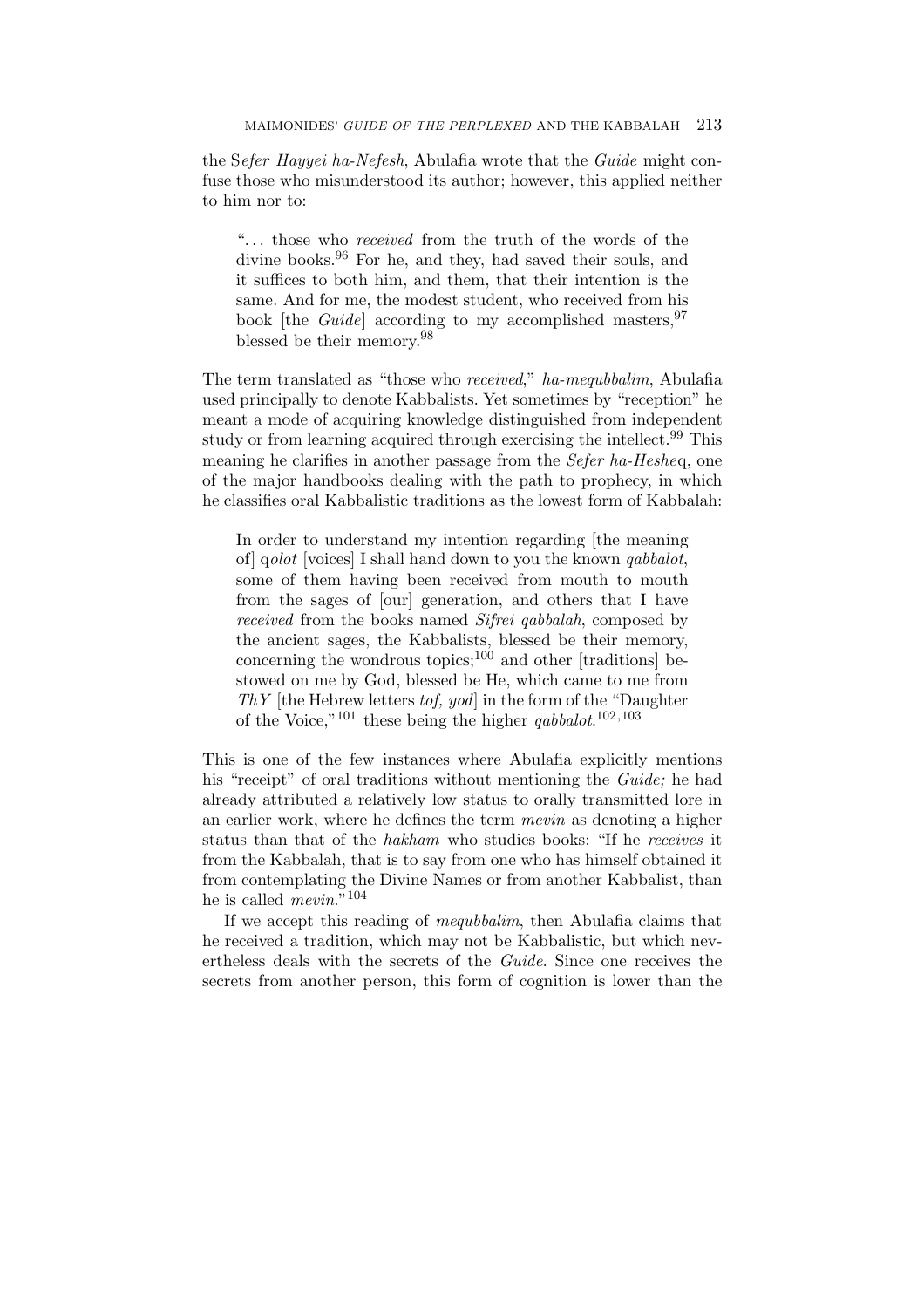the S*efer Hayyei ha-Nefesh*, Abulafia wrote that the *Guide* might confuse those who misunderstood its author; however, this applied neither to him nor to:

> ". . . those who *received* from the truth of the words of the divine books.[96] For he, and they, had saved their souls, and it suffices to both him, and them, that their intention is the same. And for me, the modest student, who received from his book [the *Guide*] according to my accomplished masters,[97] blessed be their memory.[98]

The term translated as "those who *received*," *ha-mequbbalim*, Abulafia used principally to denote Kabbalists. Yet sometimes by "reception" he meant a mode of acquiring knowledge distinguished from independent study or from learning acquired through exercising the intellect.[99] This meaning he clarifies in another passage from the *Sefer ha-Hesheq*, one of the major handbooks dealing with the path to prophecy, in which he classifies oral Kabbalistic traditions as the lowest form of Kabbalah:

> In order to understand my intention regarding [the meaning of] q*olot* [voices] I shall hand down to you the known *qabbalot*, some of them having been received from mouth to mouth from the sages of [our] generation, and others that I have *received* from the books named *Sifrei qabbalah*, composed by the ancient sages, the Kabbalists, blessed be their memory, concerning the wondrous topics;[100] and other [traditions] bestowed on me by God, blessed be He, which came to me from *ThY* [the Hebrew letters *tof, yod*] in the form of the "Daughter of the Voice,"[101] these being the higher *qabbalot*.[102,103]

This is one of the few instances where Abulafia explicitly mentions his "receipt" of oral traditions without mentioning the *Guide;* he had already attributed a relatively low status to orally transmitted lore in an earlier work, where he defines the term *mevin* as denoting a higher status than that of the *hakham* who studies books: "If he *receives* it from the Kabbalah, that is to say from one who has himself obtained it from contemplating the Divine Names or from another Kabbalist, than he is called *mevin*."[104]

If we accept this reading of *mequbbalim*, then Abulafia claims that he received a tradition, which may not be Kabbalistic, but which nevertheless deals with the secrets of the *Guide*. Since one receives the secrets from another person, this form of cognition is lower than the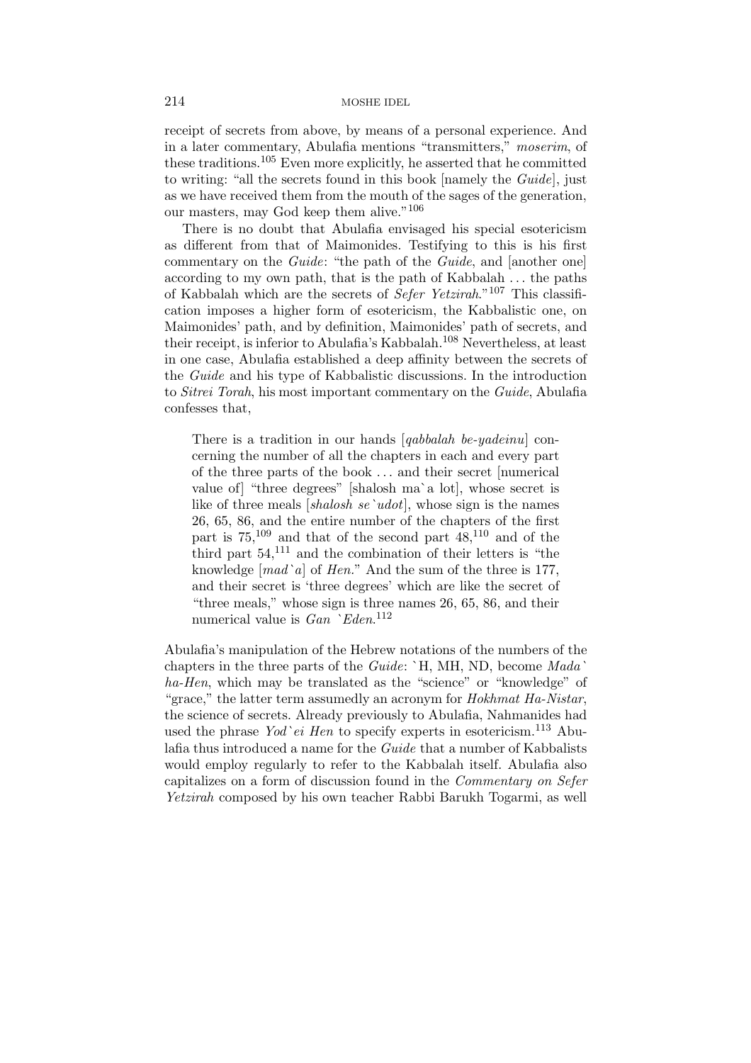receipt of secrets from above, by means of a personal experience. And in a later commentary, Abulafia mentions "transmitters," *moserim*, of these traditions.[105] Even more explicitly, he asserted that he committed to writing: "all the secrets found in this book [namely the *Guide*], just as we have received them from the mouth of the sages of the generation, our masters, may God keep them alive."[106]

There is no doubt that Abulafia envisaged his special esotericism as different from that of Maimonides. Testifying to this is his first commentary on the *Guide*: "the path of the *Guide*, and [another one] according to my own path, that is the path of Kabbalah ... the paths of Kabbalah which are the secrets of *Sefer Yetzirah*."[107] This classification imposes a higher form of esotericism, the Kabbalistic one, on Maimonides' path, and by definition, Maimonides' path of secrets, and their receipt, is inferior to Abulafia's Kabbalah.[108] Nevertheless, at least in one case, Abulafia established a deep affinity between the secrets of the *Guide* and his type of Kabbalistic discussions. In the introduction to *Sitrei Torah*, his most important commentary on the *Guide*, Abulafia confesses that,

> There is a tradition in our hands [*qabbalah be-yadeinu*] concerning the number of all the chapters in each and every part of the three parts of the book ... and their secret [numerical value of] "three degrees" [shalosh ma\`a lot], whose secret is like of three meals [*shalosh se\`udot*], whose sign is the names 26, 65, 86, and the entire number of the chapters of the first part is 75,[109] and that of the second part 48,[110] and of the third part 54,[111] and the combination of their letters is "the knowledge [*mad\`a*] of *Hen*." And the sum of the three is 177, and their secret is 'three degrees' which are like the secret of "three meals," whose sign is three names 26, 65, 86, and their numerical value is *Gan \`Eden*.[112]

Abulafia's manipulation of the Hebrew notations of the numbers of the chapters in the three parts of the *Guide*: \`H, MH, ND, become *Mada\` ha-Hen*, which may be translated as the "science" or "knowledge" of "grace," the latter term assumedly an acronym for *Hokhmat Ha-Nistar*, the science of secrets. Already previously to Abulafia, Nahmanides had used the phrase *Yod\`ei Hen* to specify experts in esotericism.[113] Abulafia thus introduced a name for the *Guide* that a number of Kabbalists would employ regularly to refer to the Kabbalah itself. Abulafia also capitalizes on a form of discussion found in the *Commentary on Sefer Yetzirah* composed by his own teacher Rabbi Barukh Togarmi, as well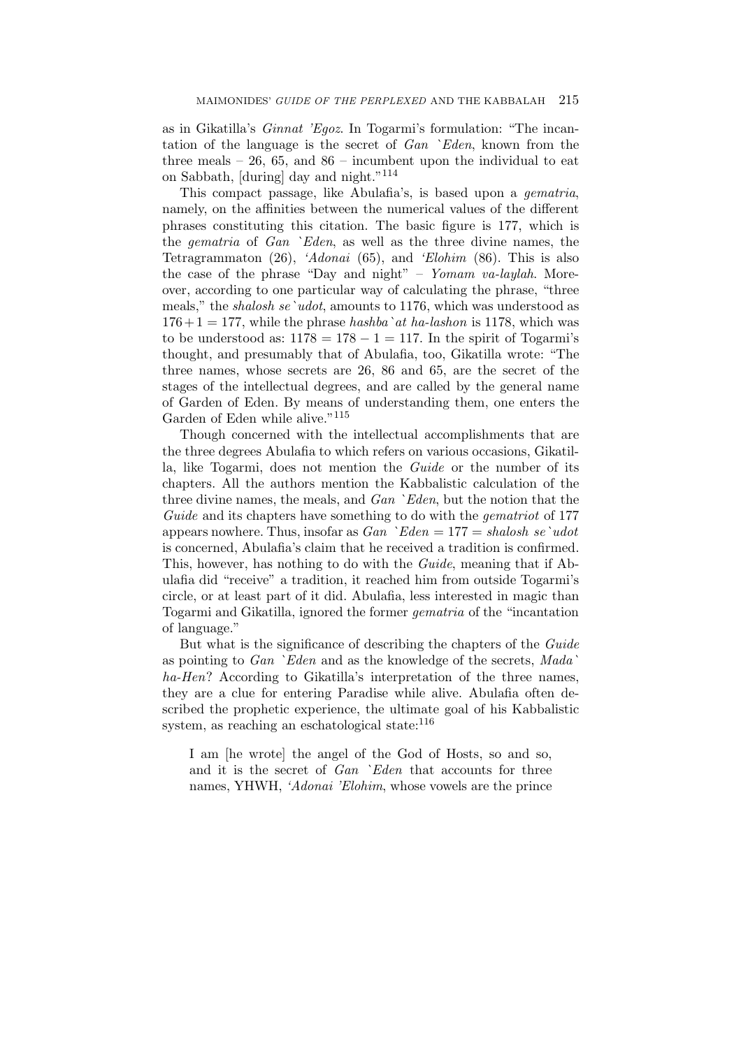as in Gikatilla's *Ginnat 'Egoz*. In Togarmi's formulation: "The incantation of the language is the secret of *Gan `Eden*, known from the three meals – 26, 65, and 86 – incumbent upon the individual to eat on Sabbath, [during] day and night."[114]

This compact passage, like Abulafia's, is based upon a *gematria*, namely, on the affinities between the numerical values of the different phrases constituting this citation. The basic figure is 177, which is the *gematria* of *Gan `Eden*, as well as the three divine names, the Tetragrammaton (26), *'Adonai* (65), and *'Elohim* (86). This is also the case of the phrase "Day and night" – *Yomam va-laylah*. Moreover, according to one particular way of calculating the phrase, "three meals," the *shalosh se`udot*, amounts to 1176, which was understood as $176+1 = 177$, while the phrase *hashba`at ha-lashon* is 1178, which was to be understood as: $1178 = 178 - 1 = 117$. In the spirit of Togarmi's thought, and presumably that of Abulafia, too, Gikatilla wrote: "The three names, whose secrets are 26, 86 and 65, are the secret of the stages of the intellectual degrees, and are called by the general name of Garden of Eden. By means of understanding them, one enters the Garden of Eden while alive."[115]

Though concerned with the intellectual accomplishments that are the three degrees Abulafia to which refers on various occasions, Gikatilla, like Togarmi, does not mention the *Guide* or the number of its chapters. All the authors mention the Kabbalistic calculation of the three divine names, the meals, and *Gan `Eden*, but the notion that the *Guide* and its chapters have something to do with the *gematriot* of 177 appears nowhere. Thus, insofar as *Gan `Eden* = 177 = *shalosh se`udot* is concerned, Abulafia's claim that he received a tradition is confirmed. This, however, has nothing to do with the *Guide*, meaning that if Abulafia did "receive" a tradition, it reached him from outside Togarmi's circle, or at least part of it did. Abulafia, less interested in magic than Togarmi and Gikatilla, ignored the former *gematria* of the "incantation of language."

But what is the significance of describing the chapters of the *Guide* as pointing to *Gan `Eden* and as the knowledge of the secrets, *Mada` ha-Hen*? According to Gikatilla's interpretation of the three names, they are a clue for entering Paradise while alive. Abulafia often described the prophetic experience, the ultimate goal of his Kabbalistic system, as reaching an eschatological state:[116]

> I am [he wrote] the angel of the God of Hosts, so and so, and it is the secret of *Gan `Eden* that accounts for three names, YHWH, *'Adonai 'Elohim*, whose vowels are the prince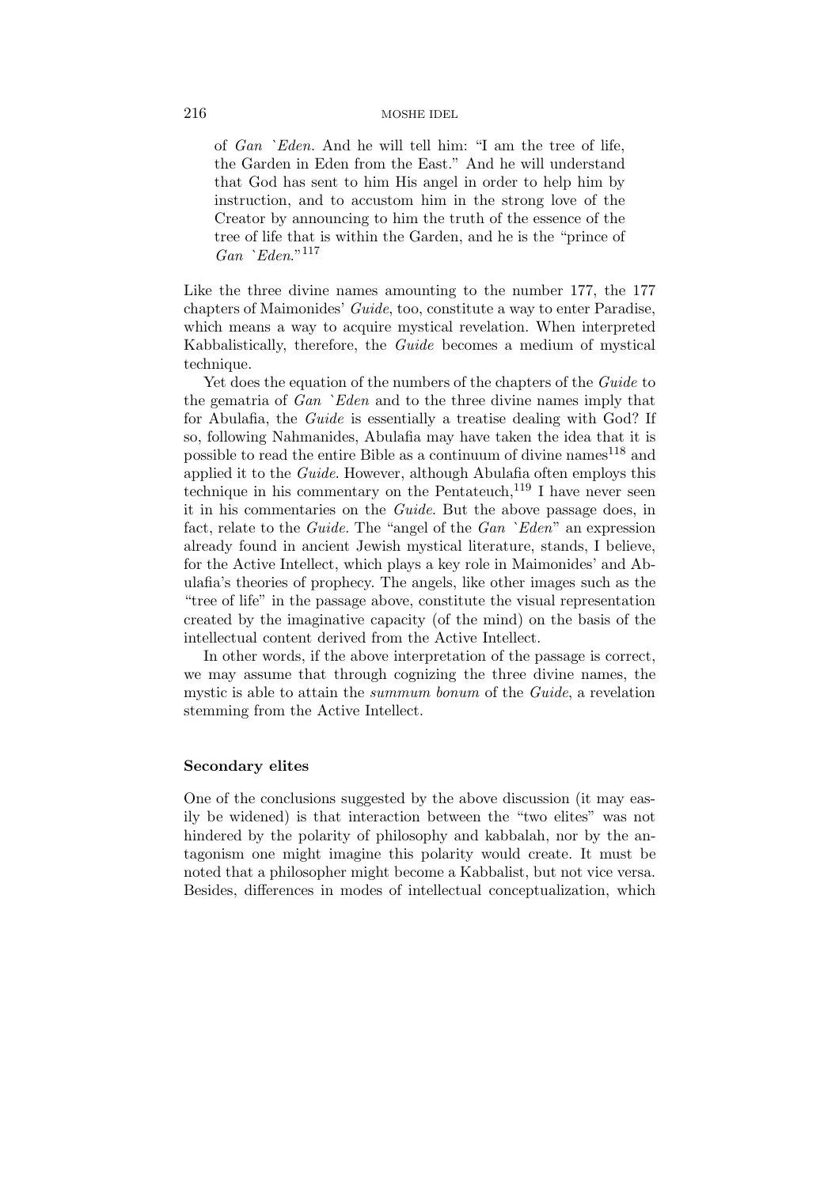> of *Gan `Eden*. And he will tell him: "I am the tree of life, the Garden in Eden from the East." And he will understand that God has sent to him His angel in order to help him by instruction, and to accustom him in the strong love of the Creator by announcing to him the truth of the essence of the tree of life that is within the Garden, and he is the "prince of *Gan `Eden*."[117]

Like the three divine names amounting to the number 177, the 177 chapters of Maimonides' *Guide*, too, constitute a way to enter Paradise, which means a way to acquire mystical revelation. When interpreted Kabbalistically, therefore, the *Guide* becomes a medium of mystical technique.

Yet does the equation of the numbers of the chapters of the *Guide* to the gematria of *Gan `Eden* and to the three divine names imply that for Abulafia, the *Guide* is essentially a treatise dealing with God? If so, following Nahmanides, Abulafia may have taken the idea that it is possible to read the entire Bible as a continuum of divine names[118] and applied it to the *Guide*. However, although Abulafia often employs this technique in his commentary on the Pentateuch,[119] I have never seen it in his commentaries on the *Guide*. But the above passage does, in fact, relate to the *Guide*. The "angel of the *Gan `Eden*" an expression already found in ancient Jewish mystical literature, stands, I believe, for the Active Intellect, which plays a key role in Maimonides' and Abulafia's theories of prophecy. The angels, like other images such as the "tree of life" in the passage above, constitute the visual representation created by the imaginative capacity (of the mind) on the basis of the intellectual content derived from the Active Intellect.

In other words, if the above interpretation of the passage is correct, we may assume that through cognizing the three divine names, the mystic is able to attain the *summum bonum* of the *Guide*, a revelation stemming from the Active Intellect.

### Secondary elites

One of the conclusions suggested by the above discussion (it may easily be widened) is that interaction between the "two elites" was not hindered by the polarity of philosophy and kabbalah, nor by the antagonism one might imagine this polarity would create. It must be noted that a philosopher might become a Kabbalist, but not vice versa. Besides, differences in modes of intellectual conceptualization, which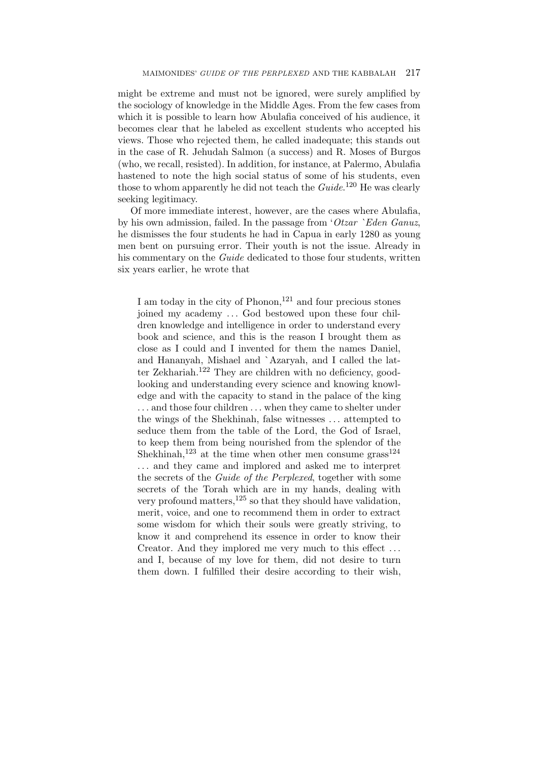might be extreme and must not be ignored, were surely amplified by the sociology of knowledge in the Middle Ages. From the few cases from which it is possible to learn how Abulafia conceived of his audience, it becomes clear that he labeled as excellent students who accepted his views. Those who rejected them, he called inadequate; this stands out in the case of R. Jehudah Salmon (a success) and R. Moses of Burgos (who, we recall, resisted). In addition, for instance, at Palermo, Abulafia hastened to note the high social status of some of his students, even those to whom apparently he did not teach the *Guide*.[120] He was clearly seeking legitimacy.

Of more immediate interest, however, are the cases where Abulafia, by his own admission, failed. In the passage from '*Otzar `Eden Ganuz*, he dismisses the four students he had in Capua in early 1280 as young men bent on pursuing error. Their youth is not the issue. Already in his commentary on the *Guide* dedicated to those four students, written six years earlier, he wrote that

> I am today in the city of Phonon,[121] and four precious stones joined my academy ... God bestowed upon these four children knowledge and intelligence in order to understand every book and science, and this is the reason I brought them as close as I could and I invented for them the names Daniel, and Hananyah, Mishael and `Azaryah, and I called the latter Zekhariah.[122] They are children with no deficiency, good-looking and understanding every science and knowing knowledge and with the capacity to stand in the palace of the king ... and those four children ... when they came to shelter under the wings of the Shekhinah, false witnesses ... attempted to seduce them from the table of the Lord, the God of Israel, to keep them from being nourished from the splendor of the Shekhinah,[123] at the time when other men consume grass[124] ... and they came and implored and asked me to interpret the secrets of the *Guide of the Perplexed*, together with some secrets of the Torah which are in my hands, dealing with very profound matters,[125] so that they should have validation, merit, voice, and one to recommend them in order to extract some wisdom for which their souls were greatly striving, to know it and comprehend its essence in order to know their Creator. And they implored me very much to this effect ... and I, because of my love for them, did not desire to turn them down. I fulfilled their desire according to their wish,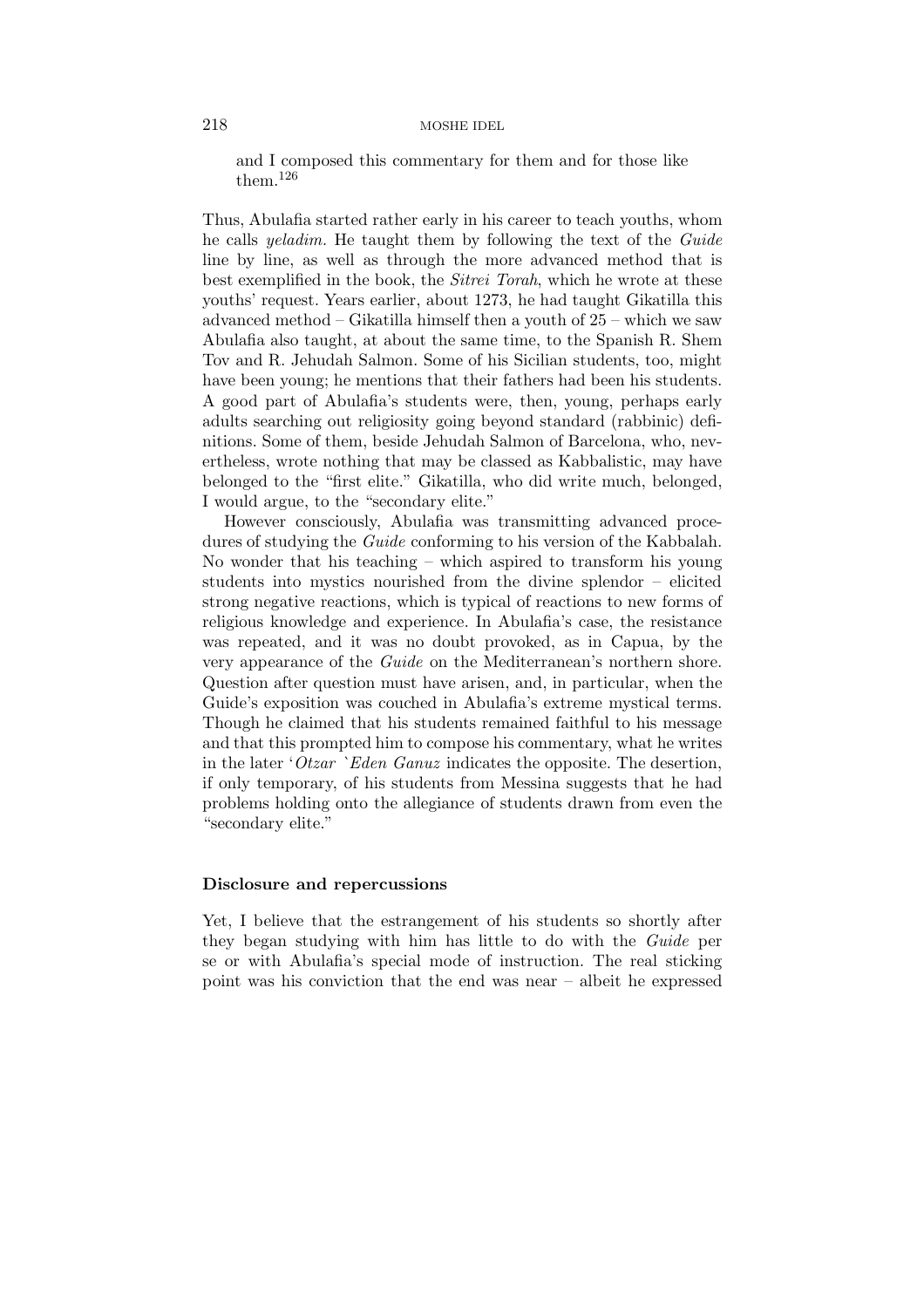> and I composed this commentary for them and for those like them.[126]

Thus, Abulafia started rather early in his career to teach youths, whom he calls *yeladim.* He taught them by following the text of the *Guide* line by line, as well as through the more advanced method that is best exemplified in the book, the *Sitrei Torah*, which he wrote at these youths' request. Years earlier, about 1273, he had taught Gikatilla this advanced method – Gikatilla himself then a youth of 25 – which we saw Abulafia also taught, at about the same time, to the Spanish R. Shem Tov and R. Jehudah Salmon. Some of his Sicilian students, too, might have been young; he mentions that their fathers had been his students. A good part of Abulafia's students were, then, young, perhaps early adults searching out religiosity going beyond standard (rabbinic) definitions. Some of them, beside Jehudah Salmon of Barcelona, who, nevertheless, wrote nothing that may be classed as Kabbalistic, may have belonged to the "first elite." Gikatilla, who did write much, belonged, I would argue, to the "secondary elite."

However consciously, Abulafia was transmitting advanced procedures of studying the *Guide* conforming to his version of the Kabbalah. No wonder that his teaching – which aspired to transform his young students into mystics nourished from the divine splendor – elicited strong negative reactions, which is typical of reactions to new forms of religious knowledge and experience. In Abulafia's case, the resistance was repeated, and it was no doubt provoked, as in Capua, by the very appearance of the *Guide* on the Mediterranean's northern shore. Question after question must have arisen, and, in particular, when the Guide's exposition was couched in Abulafia's extreme mystical terms. Though he claimed that his students remained faithful to his message and that this prompted him to compose his commentary, what he writes in the later '*Otzar `Eden Ganuz* indicates the opposite. The desertion, if only temporary, of his students from Messina suggests that he had problems holding onto the allegiance of students drawn from even the "secondary elite."

### Disclosure and repercussions

Yet, I believe that the estrangement of his students so shortly after they began studying with him has little to do with the *Guide* per se or with Abulafia's special mode of instruction. The real sticking point was his conviction that the end was near – albeit he expressed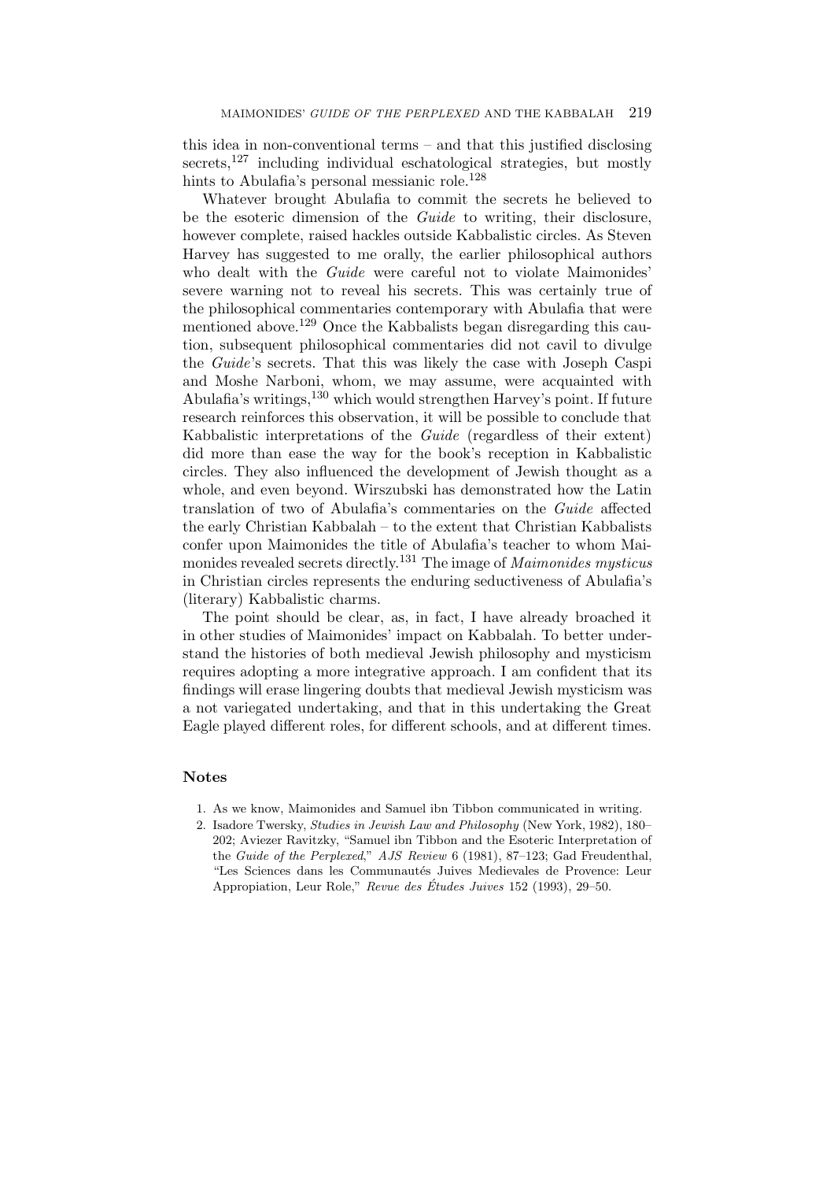this idea in non-conventional terms – and that this justified disclosing secrets,[127] including individual eschatological strategies, but mostly hints to Abulafia's personal messianic role.[128]

Whatever brought Abulafia to commit the secrets he believed to be the esoteric dimension of the *Guide* to writing, their disclosure, however complete, raised hackles outside Kabbalistic circles. As Steven Harvey has suggested to me orally, the earlier philosophical authors who dealt with the *Guide* were careful not to violate Maimonides' severe warning not to reveal his secrets. This was certainly true of the philosophical commentaries contemporary with Abulafia that were mentioned above.[129] Once the Kabbalists began disregarding this caution, subsequent philosophical commentaries did not cavil to divulge the *Guide*'s secrets. That this was likely the case with Joseph Caspi and Moshe Narboni, whom, we may assume, were acquainted with Abulafia's writings,[130] which would strengthen Harvey's point. If future research reinforces this observation, it will be possible to conclude that Kabbalistic interpretations of the *Guide* (regardless of their extent) did more than ease the way for the book's reception in Kabbalistic circles. They also influenced the development of Jewish thought as a whole, and even beyond. Wirszubski has demonstrated how the Latin translation of two of Abulafia's commentaries on the *Guide* affected the early Christian Kabbalah – to the extent that Christian Kabbalists confer upon Maimonides the title of Abulafia's teacher to whom Maimonides revealed secrets directly.[131] The image of *Maimonides mysticus* in Christian circles represents the enduring seductiveness of Abulafia's (literary) Kabbalistic charms.

The point should be clear, as, in fact, I have already broached it in other studies of Maimonides' impact on Kabbalah. To better understand the histories of both medieval Jewish philosophy and mysticism requires adopting a more integrative approach. I am confident that its findings will erase lingering doubts that medieval Jewish mysticism was a not variegated undertaking, and that in this undertaking the Great Eagle played different roles, for different schools, and at different times.

## Notes

1. As we know, Maimonides and Samuel ibn Tibbon communicated in writing.
2. Isadore Twersky, *Studies in Jewish Law and Philosophy* (New York, 1982), 180–202; Aviezer Ravitzky, "Samuel ibn Tibbon and the Esoteric Interpretation of the *Guide of the Perplexed*," *AJS Review* 6 (1981), 87–123; Gad Freudenthal, "Les Sciences dans les Communautés Juives Medievales de Provence: Leur Appropiation, Leur Role," *Revue des Études Juives* 152 (1993), 29–50.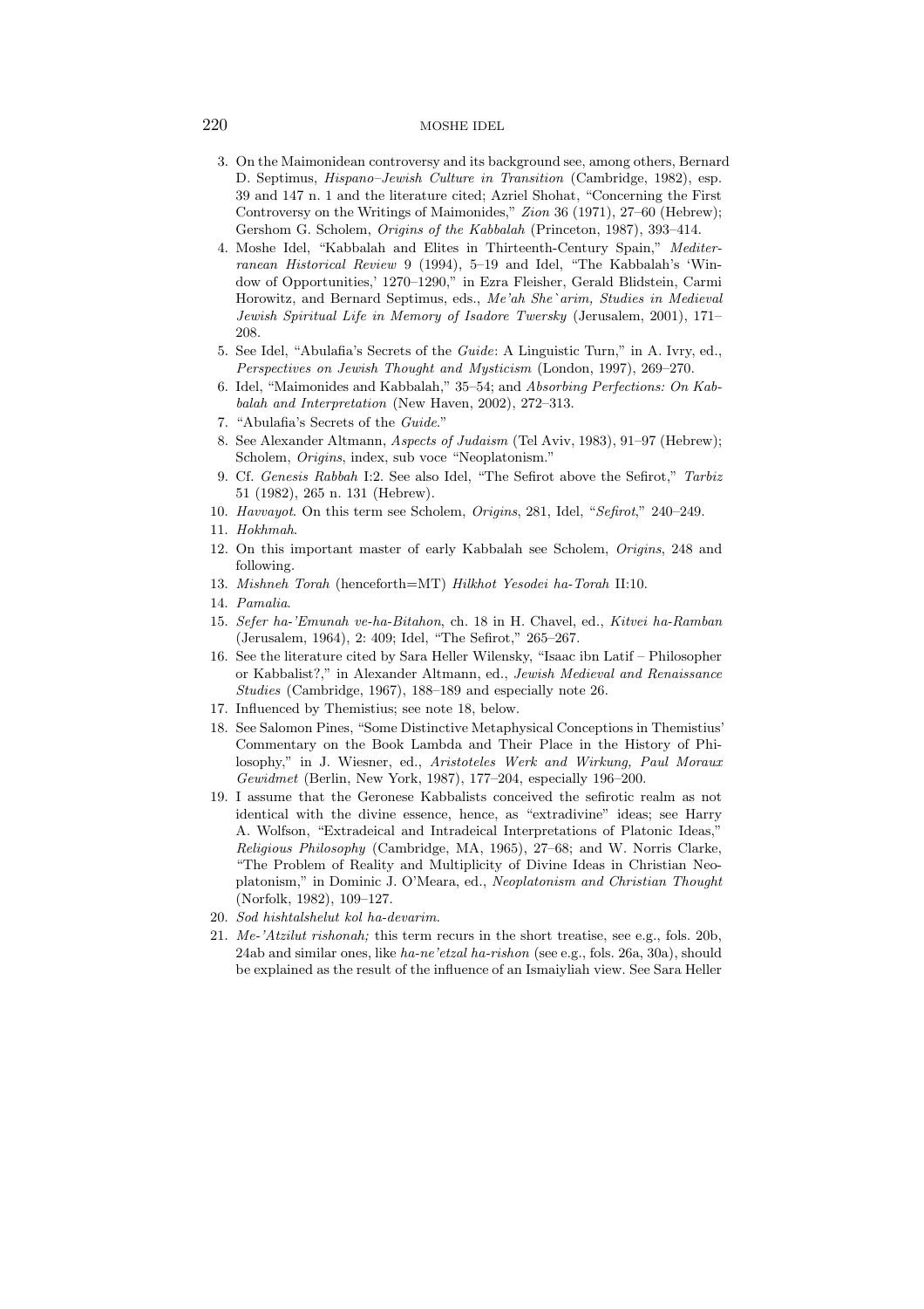3. On the Maimonidean controversy and its background see, among others, Bernard D. Septimus, *Hispano–Jewish Culture in Transition* (Cambridge, 1982), esp. 39 and 147 n. 1 and the literature cited; Azriel Shohat, "Concerning the First Controversy on the Writings of Maimonides," *Zion* 36 (1971), 27–60 (Hebrew); Gershom G. Scholem, *Origins of the Kabbalah* (Princeton, 1987), 393–414.
4. Moshe Idel, "Kabbalah and Elites in Thirteenth-Century Spain," *Mediterranean Historical Review* 9 (1994), 5–19 and Idel, "The Kabbalah's 'Window of Opportunities,' 1270–1290," in Ezra Fleisher, Gerald Blidstein, Carmi Horowitz, and Bernard Septimus, eds., *Me'ah She`arim, Studies in Medieval Jewish Spiritual Life in Memory of Isadore Twersky* (Jerusalem, 2001), 171–208.
5. See Idel, "Abulafia's Secrets of the *Guide*: A Linguistic Turn," in A. Ivry, ed., *Perspectives on Jewish Thought and Mysticism* (London, 1997), 269–270.
6. Idel, "Maimonides and Kabbalah," 35–54; and *Absorbing Perfections: On Kabbalah and Interpretation* (New Haven, 2002), 272–313.
7. "Abulafia's Secrets of the *Guide*."
8. See Alexander Altmann, *Aspects of Judaism* (Tel Aviv, 1983), 91–97 (Hebrew); Scholem, *Origins*, index, sub voce "Neoplatonism."
9. Cf. *Genesis Rabbah* I:2. See also Idel, "The Sefirot above the Sefirot," *Tarbiz* 51 (1982), 265 n. 131 (Hebrew).
10. *Havvayot*. On this term see Scholem, *Origins*, 281, Idel, "*Sefirot*," 240–249.
11. *Hokhmah*.
12. On this important master of early Kabbalah see Scholem, *Origins*, 248 and following.
13. *Mishneh Torah* (henceforth=MT) *Hilkhot Yesodei ha-Torah* II:10.
14. *Pamalia*.
15. *Sefer ha-'Emunah ve-ha-Bitahon*, ch. 18 in H. Chavel, ed., *Kitvei ha-Ramban* (Jerusalem, 1964), 2: 409; Idel, "The Sefirot," 265–267.
16. See the literature cited by Sara Heller Wilensky, "Isaac ibn Latif – Philosopher or Kabbalist?," in Alexander Altmann, ed., *Jewish Medieval and Renaissance Studies* (Cambridge, 1967), 188–189 and especially note 26.
17. Influenced by Themistius; see note 18, below.
18. See Salomon Pines, "Some Distinctive Metaphysical Conceptions in Themistius' Commentary on the Book Lambda and Their Place in the History of Philosophy," in J. Wiesner, ed., *Aristoteles Werk and Wirkung, Paul Moraux Gewidmet* (Berlin, New York, 1987), 177–204, especially 196–200.
19. I assume that the Geronese Kabbalists conceived the sefirotic realm as not identical with the divine essence, hence, as "extradivine" ideas; see Harry A. Wolfson, "Extradeical and Intradeical Interpretations of Platonic Ideas," *Religious Philosophy* (Cambridge, MA, 1965), 27–68; and W. Norris Clarke, "The Problem of Reality and Multiplicity of Divine Ideas in Christian Neoplatonism," in Dominic J. O'Meara, ed., *Neoplatonism and Christian Thought* (Norfolk, 1982), 109–127.
20. *Sod hishtalshelut kol ha-devarim.*
21. *Me-'Atzilut rishonah;* this term recurs in the short treatise, see e.g., fols. 20b, 24ab and similar ones, like *ha-ne'etzal ha-rishon* (see e.g., fols. 26a, 30a), should be explained as the result of the influence of an Ismaiyliah view. See Sara Heller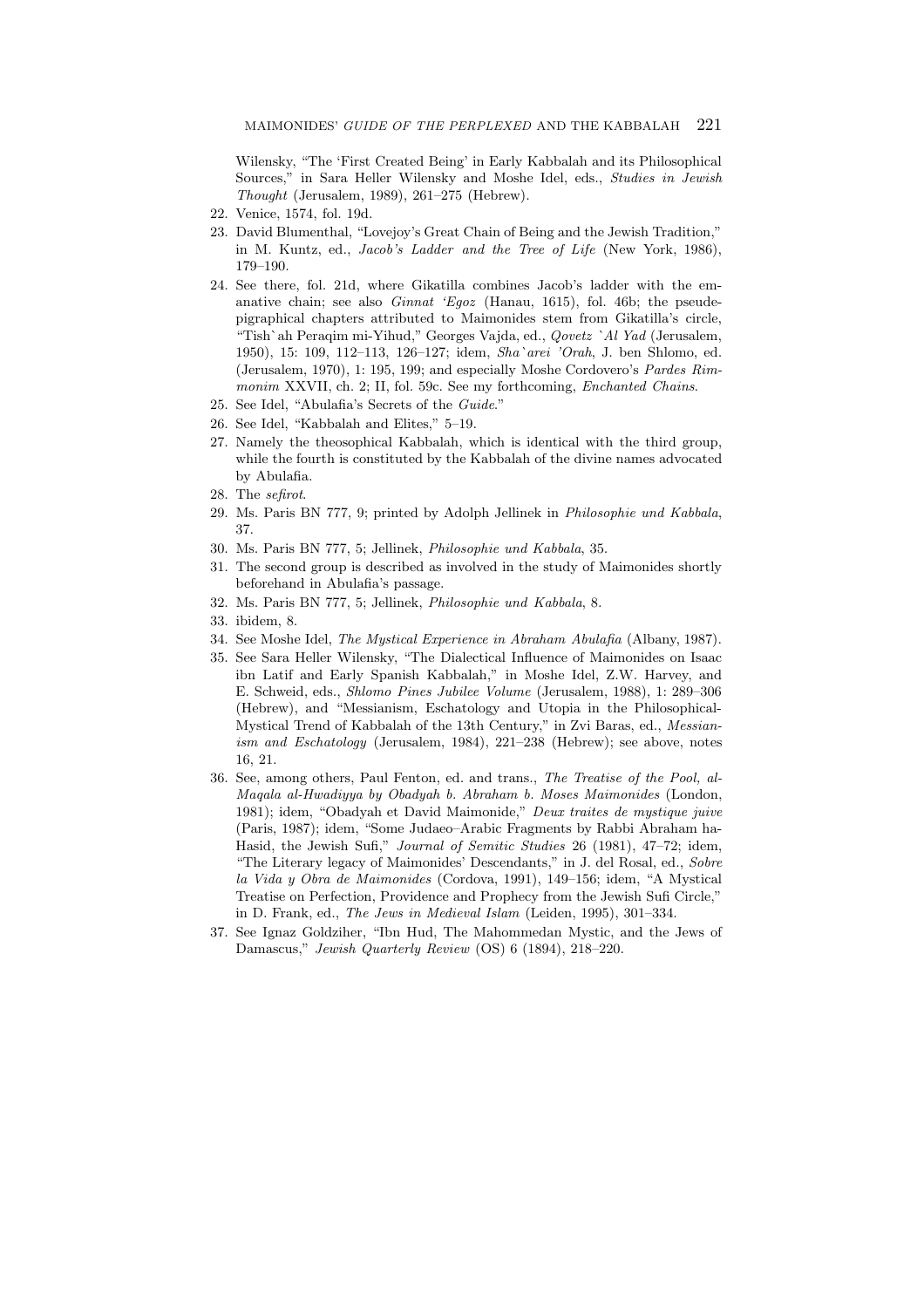Wilensky, "The 'First Created Being' in Early Kabbalah and its Philosophical Sources," in Sara Heller Wilensky and Moshe Idel, eds., *Studies in Jewish Thought* (Jerusalem, 1989), 261–275 (Hebrew).

22. Venice, 1574, fol. 19d.
23. David Blumenthal, "Lovejoy's Great Chain of Being and the Jewish Tradition," in M. Kuntz, ed., *Jacob's Ladder and the Tree of Life* (New York, 1986), 179–190.
24. See there, fol. 21d, where Gikatilla combines Jacob's ladder with the emanative chain; see also *Ginnat 'Egoz* (Hanau, 1615), fol. 46b; the pseudepigraphical chapters attributed to Maimonides stem from Gikatilla's circle, "Tish`ah Peraqim mi-Yihud," Georges Vajda, ed., *Qovetz `Al Yad* (Jerusalem, 1950), 15: 109, 112–113, 126–127; idem, *Sha`arei 'Orah*, J. ben Shlomo, ed. (Jerusalem, 1970), 1: 195, 199; and especially Moshe Cordovero's *Pardes Rimmonim* XXVII, ch. 2; II, fol. 59c. See my forthcoming, *Enchanted Chains*.
25. See Idel, "Abulafia's Secrets of the *Guide*."
26. See Idel, "Kabbalah and Elites," 5–19.
27. Namely the theosophical Kabbalah, which is identical with the third group, while the fourth is constituted by the Kabbalah of the divine names advocated by Abulafia.
28. The *sefirot*.
29. Ms. Paris BN 777, 9; printed by Adolph Jellinek in *Philosophie und Kabbala*, 37.
30. Ms. Paris BN 777, 5; Jellinek, *Philosophie und Kabbala*, 35.
31. The second group is described as involved in the study of Maimonides shortly beforehand in Abulafia's passage.
32. Ms. Paris BN 777, 5; Jellinek, *Philosophie und Kabbala*, 8.
33. ibidem, 8.
34. See Moshe Idel, *The Mystical Experience in Abraham Abulafia* (Albany, 1987).
35. See Sara Heller Wilensky, "The Dialectical Influence of Maimonides on Isaac ibn Latif and Early Spanish Kabbalah," in Moshe Idel, Z.W. Harvey, and E. Schweid, eds., *Shlomo Pines Jubilee Volume* (Jerusalem, 1988), 1: 289–306 (Hebrew), and "Messianism, Eschatology and Utopia in the Philosophical-Mystical Trend of Kabbalah of the 13th Century," in Zvi Baras, ed., *Messianism and Eschatology* (Jerusalem, 1984), 221–238 (Hebrew); see above, notes 16, 21.
36. See, among others, Paul Fenton, ed. and trans., *The Treatise of the Pool, al-Maqala al-Hwadiyya by Obadyah b. Abraham b. Moses Maimonides* (London, 1981); idem, "Obadyah et David Maimonide," *Deux traites de mystique juive* (Paris, 1987); idem, "Some Judaeo–Arabic Fragments by Rabbi Abraham ha-Hasid, the Jewish Sufi," *Journal of Semitic Studies* 26 (1981), 47–72; idem, "The Literary legacy of Maimonides' Descendants," in J. del Rosal, ed., *Sobre la Vida y Obra de Maimonides* (Cordova, 1991), 149–156; idem, "A Mystical Treatise on Perfection, Providence and Prophecy from the Jewish Sufi Circle," in D. Frank, ed., *The Jews in Medieval Islam* (Leiden, 1995), 301–334.
37. See Ignaz Goldziher, "Ibn Hud, The Mahommedan Mystic, and the Jews of Damascus," *Jewish Quarterly Review* (OS) 6 (1894), 218–220.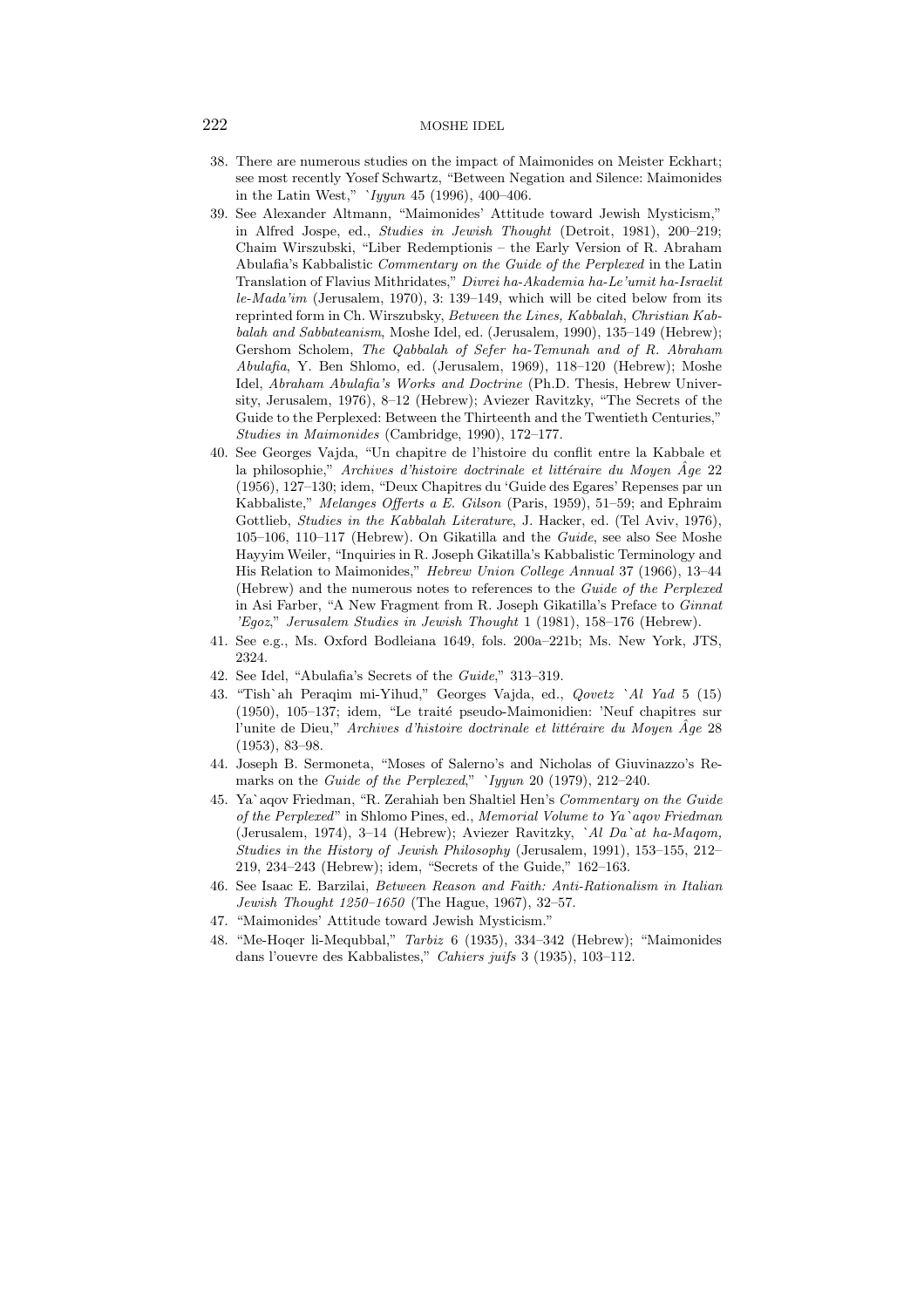38. There are numerous studies on the impact of Maimonides on Meister Eckhart; see most recently Yosef Schwartz, "Between Negation and Silence: Maimonides in the Latin West," `*Iyyun* 45 (1996), 400–406.
39. See Alexander Altmann, "Maimonides' Attitude toward Jewish Mysticism," in Alfred Jospe, ed., *Studies in Jewish Thought* (Detroit, 1981), 200–219; Chaim Wirszubski, "Liber Redemptionis – the Early Version of R. Abraham Abulafia's Kabbalistic *Commentary on the Guide of the Perplexed* in the Latin Translation of Flavius Mithridates," *Divrei ha-Akademia ha-Le'umit ha-Israelit le-Mada'im* (Jerusalem, 1970), 3: 139–149, which will be cited below from its reprinted form in Ch. Wirszubsky, *Between the Lines, Kabbalah, Christian Kabbalah and Sabbateanism*, Moshe Idel, ed. (Jerusalem, 1990), 135–149 (Hebrew); Gershom Scholem, *The Qabbalah of Sefer ha-Temunah and of R. Abraham Abulafia*, Y. Ben Shlomo, ed. (Jerusalem, 1969), 118–120 (Hebrew); Moshe Idel, *Abraham Abulafia's Works and Doctrine* (Ph.D. Thesis, Hebrew University, Jerusalem, 1976), 8–12 (Hebrew); Aviezer Ravitzky, "The Secrets of the Guide to the Perplexed: Between the Thirteenth and the Twentieth Centuries," *Studies in Maimonides* (Cambridge, 1990), 172–177.
40. See Georges Vajda, "Un chapitre de l'histoire du conflit entre la Kabbale et la philosophie," *Archives d'histoire doctrinale et littéraire du Moyen Âge* 22 (1956), 127–130; idem, "Deux Chapitres du 'Guide des Egares' Repenses par un Kabbaliste," *Melanges Offerts a E. Gilson* (Paris, 1959), 51–59; and Ephraim Gottlieb, *Studies in the Kabbalah Literature*, J. Hacker, ed. (Tel Aviv, 1976), 105–106, 110–117 (Hebrew). On Gikatilla and the *Guide*, see also See Moshe Hayyim Weiler, "Inquiries in R. Joseph Gikatilla's Kabbalistic Terminology and His Relation to Maimonides," *Hebrew Union College Annual* 37 (1966), 13–44 (Hebrew) and the numerous notes to references to the *Guide of the Perplexed* in Asi Farber, "A New Fragment from R. Joseph Gikatilla's Preface to *Ginnat 'Egoz*," *Jerusalem Studies in Jewish Thought* 1 (1981), 158–176 (Hebrew).
41. See e.g., Ms. Oxford Bodleiana 1649, fols. 200a–221b; Ms. New York, JTS, 2324.
42. See Idel, "Abulafia's Secrets of the *Guide*," 313–319.
43. "Tish`ah Peraqim mi-Yihud," Georges Vajda, ed., *Qovetz `Al Yad* 5 (15) (1950), 105–137; idem, "Le traité pseudo-Maimonidien: 'Neuf chapitres sur l'unite de Dieu," *Archives d'histoire doctrinale et littéraire du Moyen Âge* 28 (1953), 83–98.
44. Joseph B. Sermoneta, "Moses of Salerno's and Nicholas of Giuvinazzo's Remarks on the *Guide of the Perplexed*," `*Iyyun* 20 (1979), 212–240.
45. Ya`aqov Friedman, "R. Zerahiah ben Shaltiel Hen's *Commentary on the Guide of the Perplexed*" in Shlomo Pines, ed., *Memorial Volume to Ya`aqov Friedman* (Jerusalem, 1974), 3–14 (Hebrew); Aviezer Ravitzky, *`Al Da`at ha-Maqom, Studies in the History of Jewish Philosophy* (Jerusalem, 1991), 153–155, 212–219, 234–243 (Hebrew); idem, "Secrets of the Guide," 162–163.
46. See Isaac E. Barzilai, *Between Reason and Faith: Anti-Rationalism in Italian Jewish Thought 1250–1650* (The Hague, 1967), 32–57.
47. "Maimonides' Attitude toward Jewish Mysticism."
48. "Me-Hoqer li-Mequbbal," *Tarbiz* 6 (1935), 334–342 (Hebrew); "Maimonides dans l'ouevre des Kabbalistes," *Cahiers juifs* 3 (1935), 103–112.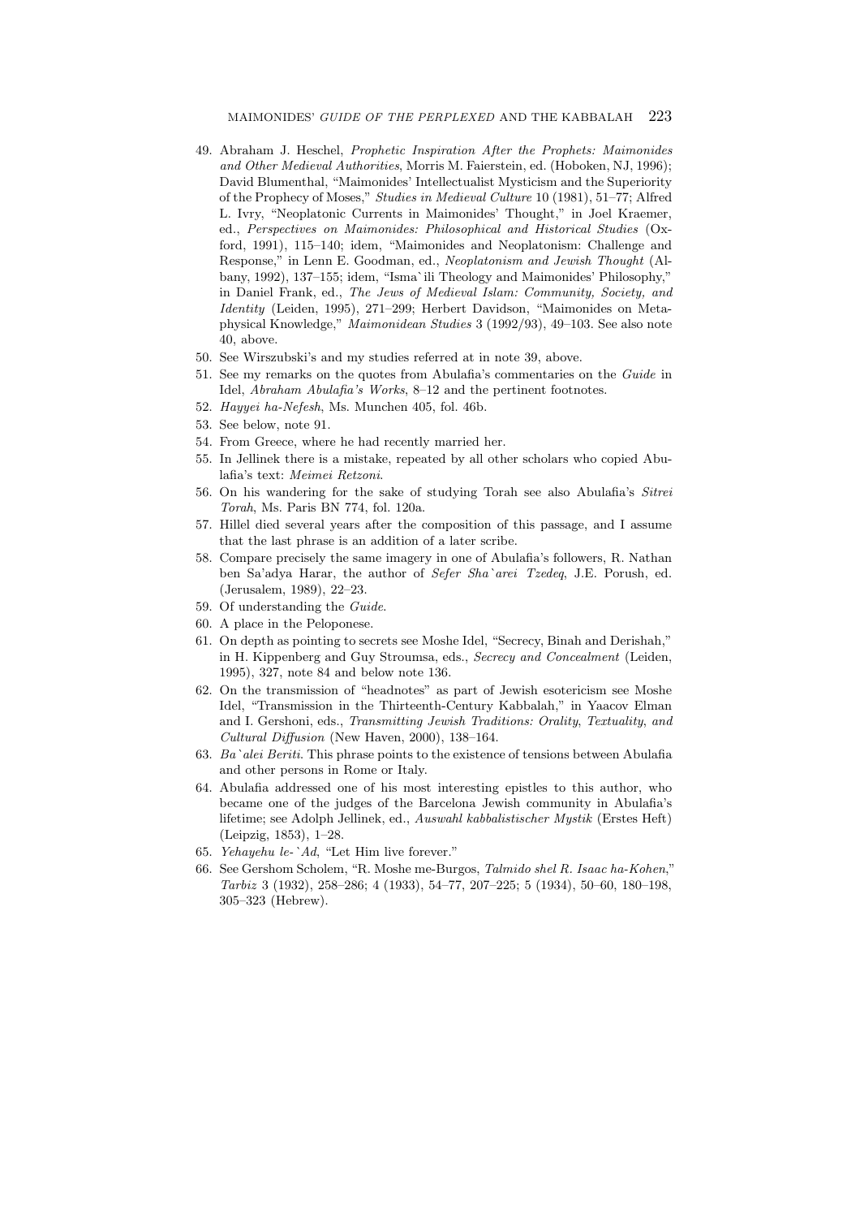49. Abraham J. Heschel, *Prophetic Inspiration After the Prophets: Maimonides and Other Medieval Authorities*, Morris M. Faierstein, ed. (Hoboken, NJ, 1996); David Blumenthal, "Maimonides' Intellectualist Mysticism and the Superiority of the Prophecy of Moses," *Studies in Medieval Culture* 10 (1981), 51–77; Alfred L. Ivry, "Neoplatonic Currents in Maimonides' Thought," in Joel Kraemer, ed., *Perspectives on Maimonides: Philosophical and Historical Studies* (Oxford, 1991), 115–140; idem, "Maimonides and Neoplatonism: Challenge and Response," in Lenn E. Goodman, ed., *Neoplatonism and Jewish Thought* (Albany, 1992), 137–155; idem, "Isma`ili Theology and Maimonides' Philosophy," in Daniel Frank, ed., *The Jews of Medieval Islam: Community, Society, and Identity* (Leiden, 1995), 271–299; Herbert Davidson, "Maimonides on Metaphysical Knowledge," *Maimonidean Studies* 3 (1992/93), 49–103. See also note 40, above.
50. See Wirszubski's and my studies referred at in note 39, above.
51. See my remarks on the quotes from Abulafia's commentaries on the *Guide* in Idel, *Abraham Abulafia's Works*, 8–12 and the pertinent footnotes.
52. *Hayyei ha-Nefesh*, Ms. Munchen 405, fol. 46b.
53. See below, note 91.
54. From Greece, where he had recently married her.
55. In Jellinek there is a mistake, repeated by all other scholars who copied Abulafia's text: *Meimei Retzoni*.
56. On his wandering for the sake of studying Torah see also Abulafia's *Sitrei Torah*, Ms. Paris BN 774, fol. 120a.
57. Hillel died several years after the composition of this passage, and I assume that the last phrase is an addition of a later scribe.
58. Compare precisely the same imagery in one of Abulafia's followers, R. Nathan ben Sa'adya Harar, the author of *Sefer Sha`arei Tzedeq*, J.E. Porush, ed. (Jerusalem, 1989), 22–23.
59. Of understanding the *Guide*.
60. A place in the Peloponese.
61. On depth as pointing to secrets see Moshe Idel, "Secrecy, Binah and Derishah," in H. Kippenberg and Guy Stroumsa, eds., *Secrecy and Concealment* (Leiden, 1995), 327, note 84 and below note 136.
62. On the transmission of "headnotes" as part of Jewish esotericism see Moshe Idel, "Transmission in the Thirteenth-Century Kabbalah," in Yaacov Elman and I. Gershoni, eds., *Transmitting Jewish Traditions: Orality, Textuality, and Cultural Diffusion* (New Haven, 2000), 138–164.
63. *Ba`alei Beriti*. This phrase points to the existence of tensions between Abulafia and other persons in Rome or Italy.
64. Abulafia addressed one of his most interesting epistles to this author, who became one of the judges of the Barcelona Jewish community in Abulafia's lifetime; see Adolph Jellinek, ed., *Auswahl kabbalistischer Mystik* (Erstes Heft) (Leipzig, 1853), 1–28.
65. *Yehayehu le-`Ad*, "Let Him live forever."
66. See Gershom Scholem, "R. Moshe me-Burgos, *Talmido shel R. Isaac ha-Kohen*," *Tarbiz* 3 (1932), 258–286; 4 (1933), 54–77, 207–225; 5 (1934), 50–60, 180–198, 305–323 (Hebrew).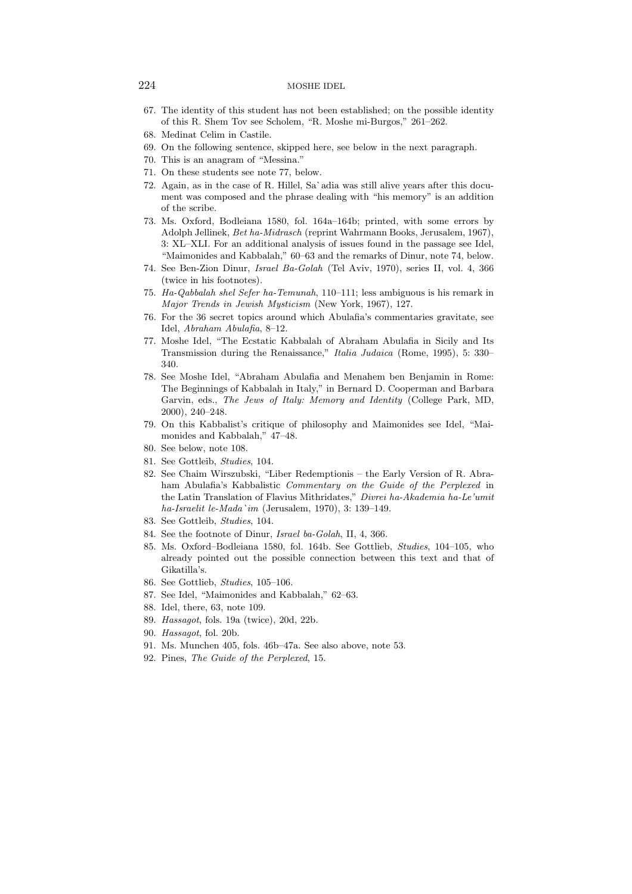67. The identity of this student has not been established; on the possible identity of this R. Shem Tov see Scholem, "R. Moshe mi-Burgos," 261–262.
68. Medinat Celim in Castile.
69. On the following sentence, skipped here, see below in the next paragraph.
70. This is an anagram of "Messina."
71. On these students see note 77, below.
72. Again, as in the case of R. Hillel, Sa`adia was still alive years after this document was composed and the phrase dealing with "his memory" is an addition of the scribe.
73. Ms. Oxford, Bodleiana 1580, fol. 164a–164b; printed, with some errors by Adolph Jellinek, *Bet ha-Midrasch* (reprint Wahrmann Books, Jerusalem, 1967), 3: XL–XLI. For an additional analysis of issues found in the passage see Idel, "Maimonides and Kabbalah," 60–63 and the remarks of Dinur, note 74, below.
74. See Ben-Zion Dinur, *Israel Ba-Golah* (Tel Aviv, 1970), series II, vol. 4, 366 (twice in his footnotes).
75. *Ha-Qabbalah shel Sefer ha-Temunah*, 110–111; less ambiguous is his remark in *Major Trends in Jewish Mysticism* (New York, 1967), 127.
76. For the 36 secret topics around which Abulafia's commentaries gravitate, see Idel, *Abraham Abulafia*, 8–12.
77. Moshe Idel, "The Ecstatic Kabbalah of Abraham Abulafia in Sicily and Its Transmission during the Renaissance," *Italia Judaica* (Rome, 1995), 5: 330–340.
78. See Moshe Idel, "Abraham Abulafia and Menahem ben Benjamin in Rome: The Beginnings of Kabbalah in Italy," in Bernard D. Cooperman and Barbara Garvin, eds., *The Jews of Italy: Memory and Identity* (College Park, MD, 2000), 240–248.
79. On this Kabbalist's critique of philosophy and Maimonides see Idel, "Maimonides and Kabbalah," 47–48.
80. See below, note 108.
81. See Gottleib, *Studies*, 104.
82. See Chaim Wirszubski, "Liber Redemptionis – the Early Version of R. Abraham Abulafia's Kabbalistic *Commentary on the Guide of the Perplexed* in the Latin Translation of Flavius Mithridates," *Divrei ha-Akademia ha-Le'umit ha-Israelit le-Mada`im* (Jerusalem, 1970), 3: 139–149.
83. See Gottleib, *Studies*, 104.
84. See the footnote of Dinur, *Israel ba-Golah*, II, 4, 366.
85. Ms. Oxford–Bodleiana 1580, fol. 164b. See Gottlieb, *Studies*, 104–105, who already pointed out the possible connection between this text and that of Gikatilla's.
86. See Gottlieb, *Studies*, 105–106.
87. See Idel, "Maimonides and Kabbalah," 62–63.
88. Idel, there, 63, note 109.
89. *Hassagot*, fols. 19a (twice), 20d, 22b.
90. *Hassagot*, fol. 20b.
91. Ms. Munchen 405, fols. 46b–47a. See also above, note 53.
92. Pines, *The Guide of the Perplexed*, 15.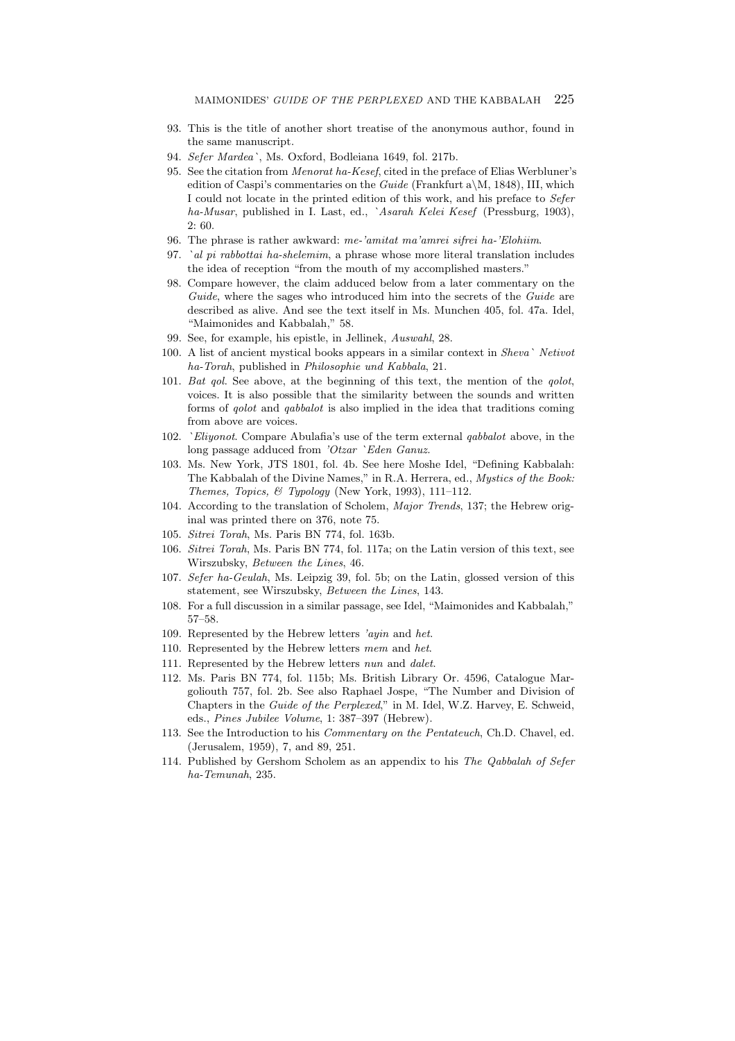93. This is the title of another short treatise of the anonymous author, found in the same manuscript.
94. *Sefer Mardea`*, Ms. Oxford, Bodleiana 1649, fol. 217b.
95. See the citation from *Menorat ha-Kesef*, cited in the preface of Elias Werbluner's edition of Caspi's commentaries on the *Guide* (Frankfurt a\M, 1848), III, which I could not locate in the printed edition of this work, and his preface to *Sefer ha-Musar*, published in I. Last, ed., *`Asarah Kelei Kesef* (Pressburg, 1903), 2: 60.
96. The phrase is rather awkward: *me-'amitat ma'amrei sifrei ha-'Elohiim*.
97. *`al pi rabbottai ha-shelemim*, a phrase whose more literal translation includes the idea of reception "from the mouth of my accomplished masters."
98. Compare however, the claim adduced below from a later commentary on the *Guide*, where the sages who introduced him into the secrets of the *Guide* are described as alive. And see the text itself in Ms. Munchen 405, fol. 47a. Idel, "Maimonides and Kabbalah," 58.
99. See, for example, his epistle, in Jellinek, *Auswahl*, 28.
100. A list of ancient mystical books appears in a similar context in *Sheva` Netivot ha-Torah*, published in *Philosophie und Kabbala*, 21.
101. *Bat qol*. See above, at the beginning of this text, the mention of the *qolot*, voices. It is also possible that the similarity between the sounds and written forms of *qolot* and *qabbalot* is also implied in the idea that traditions coming from above are voices.
102. *`Eliyonot*. Compare Abulafia's use of the term external *qabbalot* above, in the long passage adduced from *'Otzar `Eden Ganuz.*
103. Ms. New York, JTS 1801, fol. 4b. See here Moshe Idel, "Defining Kabbalah: The Kabbalah of the Divine Names," in R.A. Herrera, ed., *Mystics of the Book: Themes, Topics, & Typology* (New York, 1993), 111–112.
104. According to the translation of Scholem, *Major Trends*, 137; the Hebrew original was printed there on 376, note 75.
105. *Sitrei Torah*, Ms. Paris BN 774, fol. 163b.
106. *Sitrei Torah*, Ms. Paris BN 774, fol. 117a; on the Latin version of this text, see Wirszubsky, *Between the Lines*, 46.
107. *Sefer ha-Geulah*, Ms. Leipzig 39, fol. 5b; on the Latin, glossed version of this statement, see Wirszubsky, *Between the Lines*, 143.
108. For a full discussion in a similar passage, see Idel, "Maimonides and Kabbalah," 57–58.
109. Represented by the Hebrew letters *'ayin* and *het*.
110. Represented by the Hebrew letters *mem* and *het*.
111. Represented by the Hebrew letters *nun* and *dalet*.
112. Ms. Paris BN 774, fol. 115b; Ms. British Library Or. 4596, Catalogue Margoliouth 757, fol. 2b. See also Raphael Jospe, "The Number and Division of Chapters in the *Guide of the Perplexed*," in M. Idel, W.Z. Harvey, E. Schweid, eds., *Pines Jubilee Volume*, 1: 387–397 (Hebrew).
113. See the Introduction to his *Commentary on the Pentateuch*, Ch.D. Chavel, ed. (Jerusalem, 1959), 7, and 89, 251.
114. Published by Gershom Scholem as an appendix to his *The Qabbalah of Sefer ha-Temunah*, 235.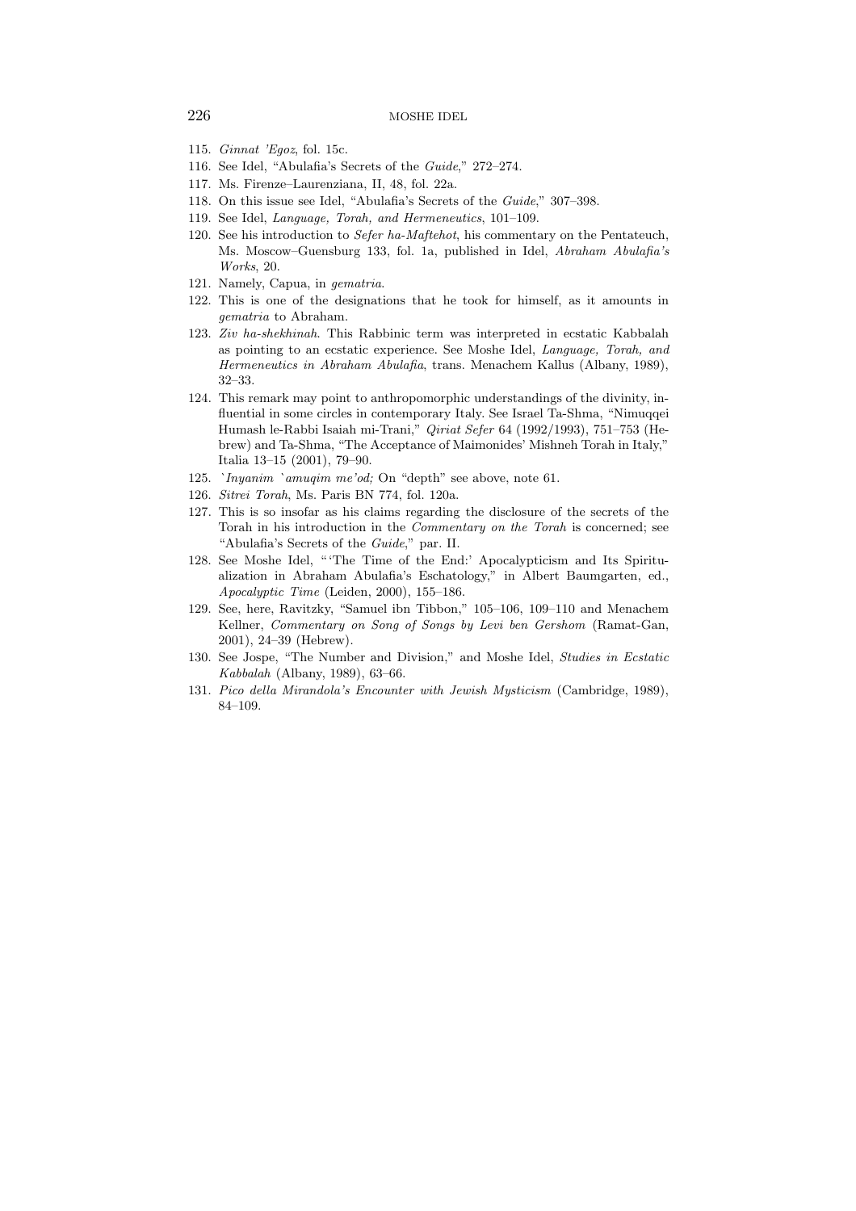115. *Ginnat 'Egoz*, fol. 15c.
116. See Idel, "Abulafia's Secrets of the *Guide*," 272–274.
117. Ms. Firenze–Laurenziana, II, 48, fol. 22a.
118. On this issue see Idel, "Abulafia's Secrets of the *Guide*," 307–398.
119. See Idel, *Language, Torah, and Hermeneutics*, 101–109.
120. See his introduction to *Sefer ha-Maftehot*, his commentary on the Pentateuch, Ms. Moscow–Guensburg 133, fol. 1a, published in Idel, *Abraham Abulafia's Works*, 20.
121. Namely, Capua, in *gematria*.
122. This is one of the designations that he took for himself, as it amounts in *gematria* to Abraham.
123. *Ziv ha-shekhinah*. This Rabbinic term was interpreted in ecstatic Kabbalah as pointing to an ecstatic experience. See Moshe Idel, *Language, Torah, and Hermeneutics in Abraham Abulafia*, trans. Menachem Kallus (Albany, 1989), 32–33.
124. This remark may point to anthropomorphic understandings of the divinity, influential in some circles in contemporary Italy. See Israel Ta-Shma, "Nimuqqei Humash le-Rabbi Isaiah mi-Trani," *Qiriat Sefer* 64 (1992/1993), 751–753 (Hebrew) and Ta-Shma, "The Acceptance of Maimonides' Mishneh Torah in Italy," Italia 13–15 (2001), 79–90.
125. *`Inyanim `amuqim me'od;* On "depth" see above, note 61.
126. *Sitrei Torah*, Ms. Paris BN 774, fol. 120a.
127. This is so insofar as his claims regarding the disclosure of the secrets of the Torah in his introduction in the *Commentary on the Torah* is concerned; see "Abulafia's Secrets of the *Guide*," par. II.
128. See Moshe Idel, "'The Time of the End:' Apocalypticism and Its Spiritualization in Abraham Abulafia's Eschatology," in Albert Baumgarten, ed., *Apocalyptic Time* (Leiden, 2000), 155–186.
129. See, here, Ravitzky, "Samuel ibn Tibbon," 105–106, 109–110 and Menachem Kellner, *Commentary on Song of Songs by Levi ben Gershom* (Ramat-Gan, 2001), 24–39 (Hebrew).
130. See Jospe, "The Number and Division," and Moshe Idel, *Studies in Ecstatic Kabbalah* (Albany, 1989), 63–66.
131. *Pico della Mirandola's Encounter with Jewish Mysticism* (Cambridge, 1989), 84–109.